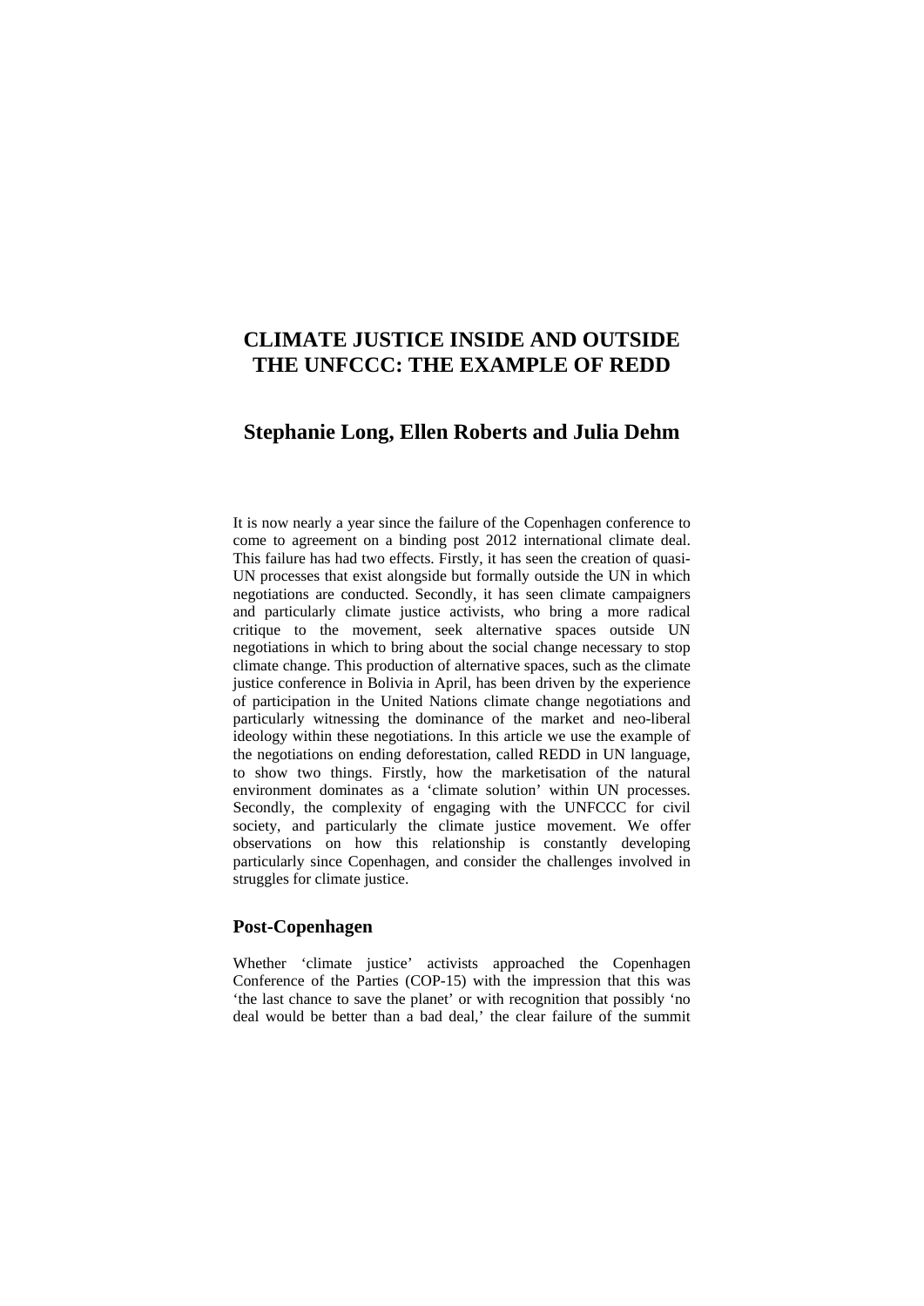# CLIMATE JUSTICE INSIDE AND OUTSIDE THE UNFCCC: THE EXAMPLE OF REDD

## Stephanie Long, Ellen Roberts and Julia Dehm

It is now nearly a year since the failure of the Copenhagen conference to come to agreement on a binding post 2012 international climate deal. This failure has had two effects. Firstly, it has seen the creation of quasi-UN processes that exist alongside but formally outside the UN in which negotiations are conducted. Secondly, it has seen climate campaigners and particularly climate justice activists, who bring a more radical critique to the movement, seek alternative spaces outside UN negotiations in which to bring about the social change necessary to stop climate change. This production of alternative spaces, such as the climate justice conference in Bolivia in April, has been driven by the experience of participation in the United Nations climate change negotiations and particularly witnessing the dominance of the market and neo-liberal ideology within these negotiations. In this article we use the example of the negotiations on ending deforestation, called REDD in UN language, to show two things. Firstly, how the marketisation of the natural environment dominates as a 'climate solution' within UN processes. Secondly, the complexity of engaging with the UNFCCC for civil society, and particularly the climate justice movement. We offer observations on how this relationship is constantly developing particularly since Copenhagen, and consider the challenges involved in struggles for climate justice.

### Post-Copenhagen

Whether 'climate justice' activists approached the Copenhagen Conference of the Parties (COP-15) with the impression that this was 'the last chance to save the planet' or with recognition that possibly 'no deal would be better than a bad deal,' the clear failure of the summit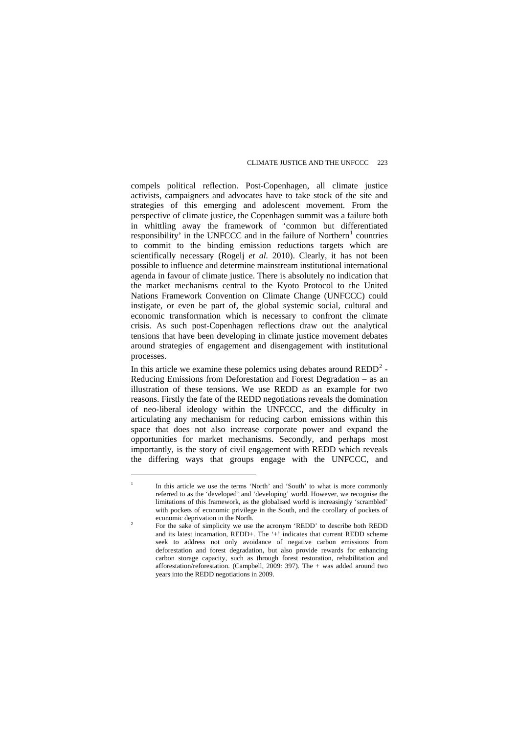compels political reflection. Post-Copenhagen, all climate justice activists, campaigners and advocates have to take stock of the site and strategies of this emerging and adolescent movement. From the perspective of climate justice, the Copenhagen summit was a failure both in whittling away the framework of 'common but differentiated responsibility' in the UNFCCC and in the failure of Northern[1] countries to commit to the binding emission reductions targets which are scientifically necessary (Rogelj *et al.* 2010). Clearly, it has not been possible to influence and determine mainstream institutional international agenda in favour of climate justice. There is absolutely no indication that the market mechanisms central to the Kyoto Protocol to the United Nations Framework Convention on Climate Change (UNFCCC) could instigate, or even be part of, the global systemic social, cultural and economic transformation which is necessary to confront the climate crisis. As such post-Copenhagen reflections draw out the analytical tensions that have been developing in climate justice movement debates around strategies of engagement and disengagement with institutional processes.

In this article we examine these polemics using debates around REDD[2] - Reducing Emissions from Deforestation and Forest Degradation – as an illustration of these tensions. We use REDD as an example for two reasons. Firstly the fate of the REDD negotiations reveals the domination of neo-liberal ideology within the UNFCCC, and the difficulty in articulating any mechanism for reducing carbon emissions within this space that does not also increase corporate power and expand the opportunities for market mechanisms. Secondly, and perhaps most importantly, is the story of civil engagement with REDD which reveals the differing ways that groups engage with the UNFCCC, and

---

[1] In this article we use the terms 'North' and 'South' to what is more commonly referred to as the 'developed' and 'developing' world. However, we recognise the limitations of this framework, as the globalised world is increasingly 'scrambled' with pockets of economic privilege in the South, and the corollary of pockets of economic deprivation in the North.

[2] For the sake of simplicity we use the acronym 'REDD' to describe both REDD and its latest incarnation, REDD+. The '+' indicates that current REDD scheme seek to address not only avoidance of negative carbon emissions from deforestation and forest degradation, but also provide rewards for enhancing carbon storage capacity, such as through forest restoration, rehabilitation and afforestation/reforestation. (Campbell, 2009: 397). The + was added around two years into the REDD negotiations in 2009.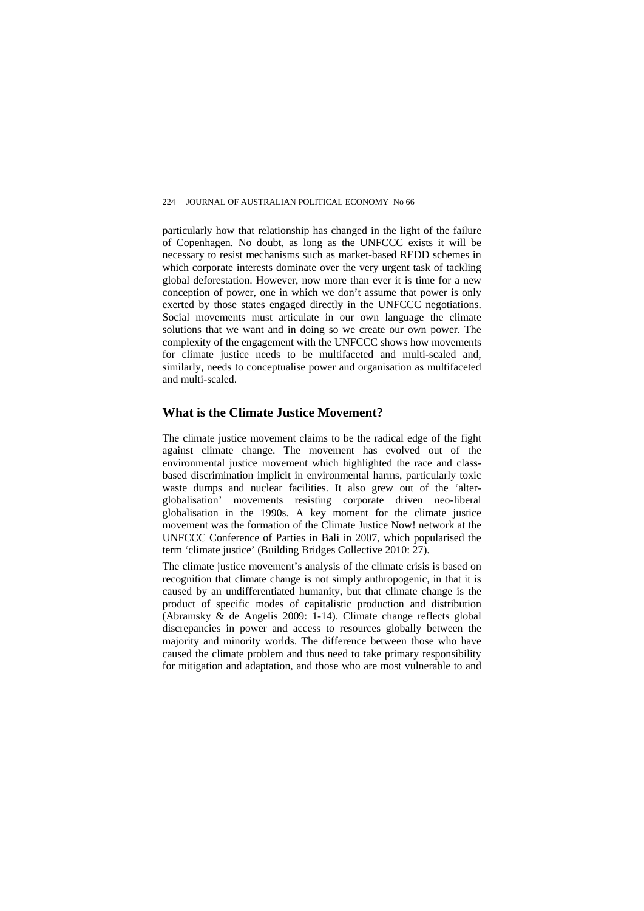particularly how that relationship has changed in the light of the failure of Copenhagen. No doubt, as long as the UNFCCC exists it will be necessary to resist mechanisms such as market-based REDD schemes in which corporate interests dominate over the very urgent task of tackling global deforestation. However, now more than ever it is time for a new conception of power, one in which we don't assume that power is only exerted by those states engaged directly in the UNFCCC negotiations. Social movements must articulate in our own language the climate solutions that we want and in doing so we create our own power. The complexity of the engagement with the UNFCCC shows how movements for climate justice needs to be multifaceted and multi-scaled and, similarly, needs to conceptualise power and organisation as multifaceted and multi-scaled.

## What is the Climate Justice Movement?

The climate justice movement claims to be the radical edge of the fight against climate change. The movement has evolved out of the environmental justice movement which highlighted the race and class-based discrimination implicit in environmental harms, particularly toxic waste dumps and nuclear facilities. It also grew out of the 'alter-globalisation' movements resisting corporate driven neo-liberal globalisation in the 1990s. A key moment for the climate justice movement was the formation of the Climate Justice Now! network at the UNFCCC Conference of Parties in Bali in 2007, which popularised the term 'climate justice' (Building Bridges Collective 2010: 27).

The climate justice movement's analysis of the climate crisis is based on recognition that climate change is not simply anthropogenic, in that it is caused by an undifferentiated humanity, but that climate change is the product of specific modes of capitalistic production and distribution (Abramsky & de Angelis 2009: 1-14). Climate change reflects global discrepancies in power and access to resources globally between the majority and minority worlds. The difference between those who have caused the climate problem and thus need to take primary responsibility for mitigation and adaptation, and those who are most vulnerable to and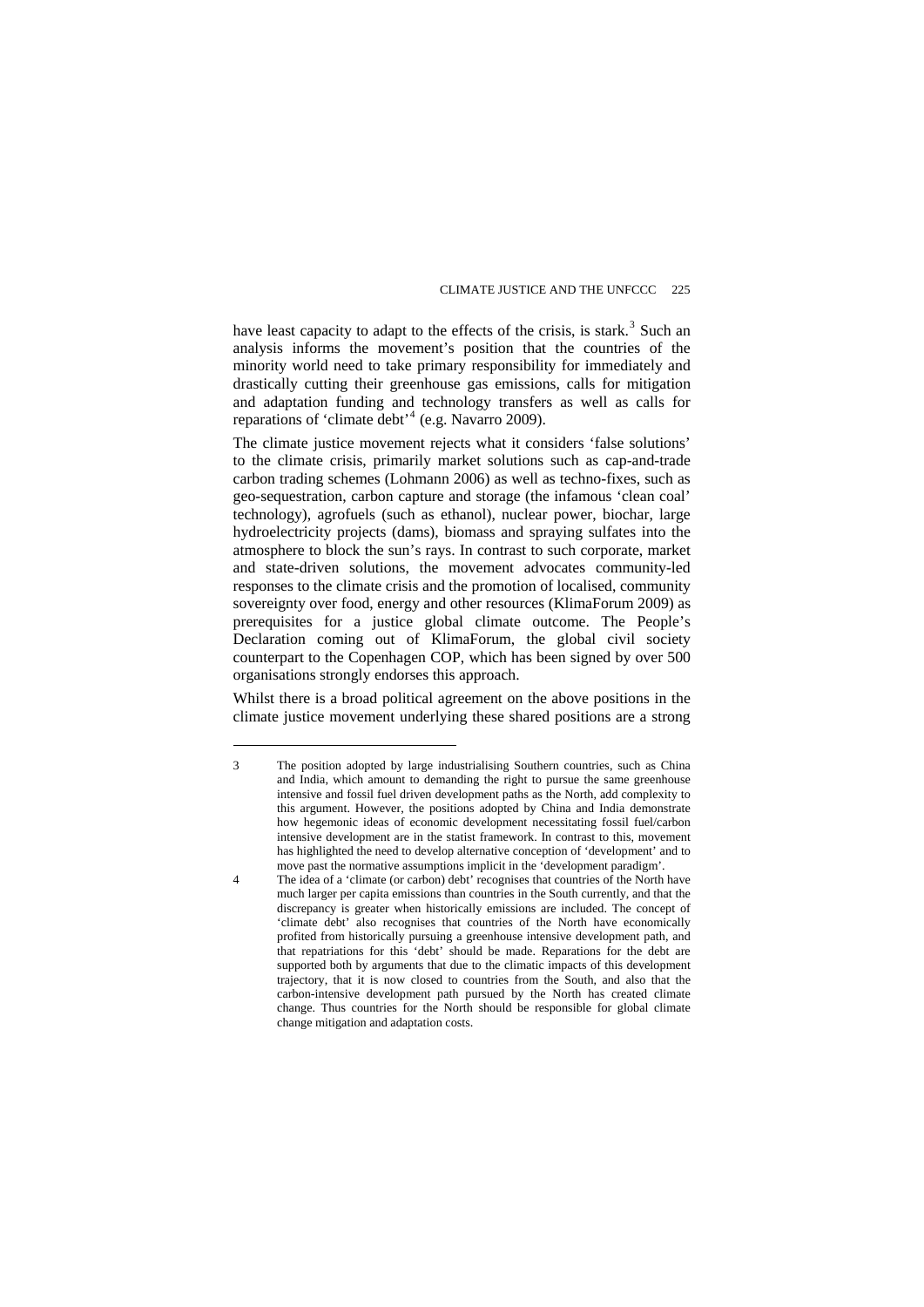have least capacity to adapt to the effects of the crisis, is stark.[3] Such an analysis informs the movement's position that the countries of the minority world need to take primary responsibility for immediately and drastically cutting their greenhouse gas emissions, calls for mitigation and adaptation funding and technology transfers as well as calls for reparations of 'climate debt'[4] (e.g. Navarro 2009).

The climate justice movement rejects what it considers 'false solutions' to the climate crisis, primarily market solutions such as cap-and-trade carbon trading schemes (Lohmann 2006) as well as techno-fixes, such as geo-sequestration, carbon capture and storage (the infamous 'clean coal' technology), agrofuels (such as ethanol), nuclear power, biochar, large hydroelectricity projects (dams), biomass and spraying sulfates into the atmosphere to block the sun's rays. In contrast to such corporate, market and state-driven solutions, the movement advocates community-led responses to the climate crisis and the promotion of localised, community sovereignty over food, energy and other resources (KlimaForum 2009) as prerequisites for a justice global climate outcome. The People's Declaration coming out of KlimaForum, the global civil society counterpart to the Copenhagen COP, which has been signed by over 500 organisations strongly endorses this approach.

Whilst there is a broad political agreement on the above positions in the climate justice movement underlying these shared positions are a strong

---

3 The position adopted by large industrialising Southern countries, such as China and India, which amount to demanding the right to pursue the same greenhouse intensive and fossil fuel driven development paths as the North, add complexity to this argument. However, the positions adopted by China and India demonstrate how hegemonic ideas of economic development necessitating fossil fuel/carbon intensive development are in the statist framework. In contrast to this, movement has highlighted the need to develop alternative conception of 'development' and to move past the normative assumptions implicit in the 'development paradigm'.

4 The idea of a 'climate (or carbon) debt' recognises that countries of the North have much larger per capita emissions than countries in the South currently, and that the discrepancy is greater when historically emissions are included. The concept of 'climate debt' also recognises that countries of the North have economically profited from historically pursuing a greenhouse intensive development path, and that repatriations for this 'debt' should be made. Reparations for the debt are supported both by arguments that due to the climatic impacts of this development trajectory, that it is now closed to countries from the South, and also that the carbon-intensive development path pursued by the North has created climate change. Thus countries for the North should be responsible for global climate change mitigation and adaptation costs.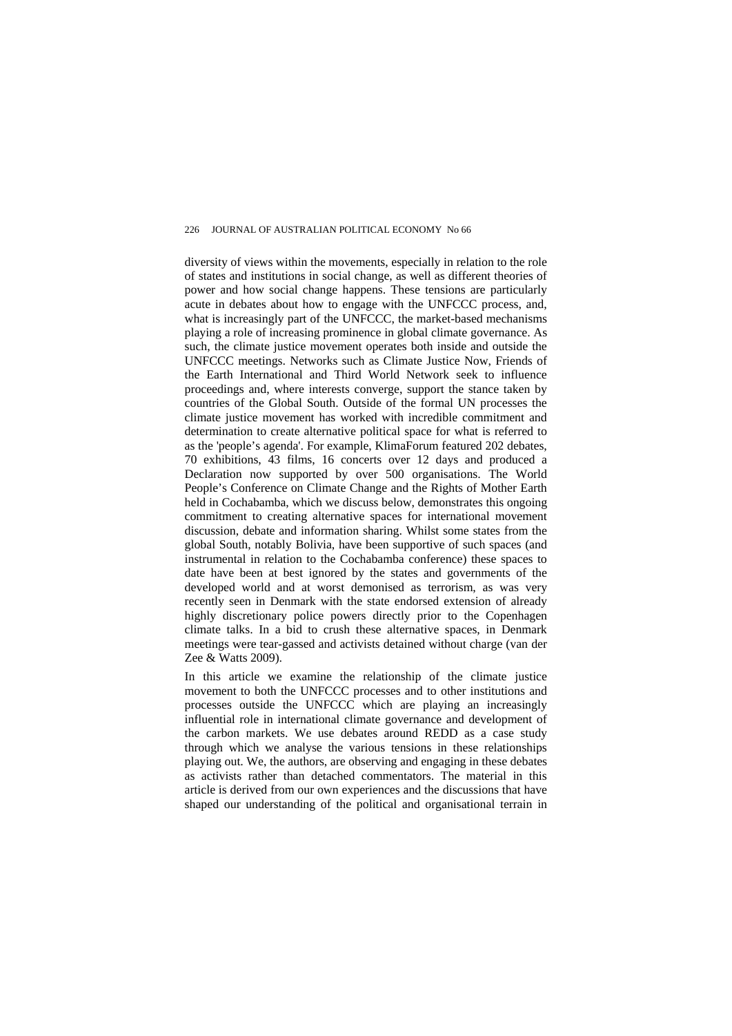diversity of views within the movements, especially in relation to the role of states and institutions in social change, as well as different theories of power and how social change happens. These tensions are particularly acute in debates about how to engage with the UNFCCC process, and, what is increasingly part of the UNFCCC, the market-based mechanisms playing a role of increasing prominence in global climate governance. As such, the climate justice movement operates both inside and outside the UNFCCC meetings. Networks such as Climate Justice Now, Friends of the Earth International and Third World Network seek to influence proceedings and, where interests converge, support the stance taken by countries of the Global South. Outside of the formal UN processes the climate justice movement has worked with incredible commitment and determination to create alternative political space for what is referred to as the 'people's agenda'. For example, KlimaForum featured 202 debates, 70 exhibitions, 43 films, 16 concerts over 12 days and produced a Declaration now supported by over 500 organisations. The World People's Conference on Climate Change and the Rights of Mother Earth held in Cochabamba, which we discuss below, demonstrates this ongoing commitment to creating alternative spaces for international movement discussion, debate and information sharing. Whilst some states from the global South, notably Bolivia, have been supportive of such spaces (and instrumental in relation to the Cochabamba conference) these spaces to date have been at best ignored by the states and governments of the developed world and at worst demonised as terrorism, as was very recently seen in Denmark with the state endorsed extension of already highly discretionary police powers directly prior to the Copenhagen climate talks. In a bid to crush these alternative spaces, in Denmark meetings were tear-gassed and activists detained without charge (van der Zee & Watts 2009).

In this article we examine the relationship of the climate justice movement to both the UNFCCC processes and to other institutions and processes outside the UNFCCC which are playing an increasingly influential role in international climate governance and development of the carbon markets. We use debates around REDD as a case study through which we analyse the various tensions in these relationships playing out. We, the authors, are observing and engaging in these debates as activists rather than detached commentators. The material in this article is derived from our own experiences and the discussions that have shaped our understanding of the political and organisational terrain in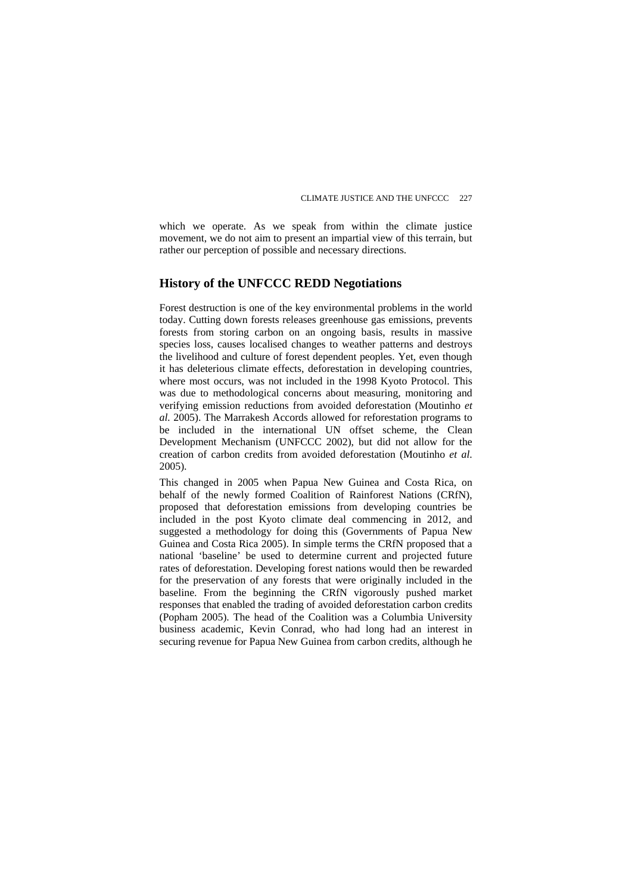which we operate. As we speak from within the climate justice movement, we do not aim to present an impartial view of this terrain, but rather our perception of possible and necessary directions.

## History of the UNFCCC REDD Negotiations

Forest destruction is one of the key environmental problems in the world today. Cutting down forests releases greenhouse gas emissions, prevents forests from storing carbon on an ongoing basis, results in massive species loss, causes localised changes to weather patterns and destroys the livelihood and culture of forest dependent peoples. Yet, even though it has deleterious climate effects, deforestation in developing countries, where most occurs, was not included in the 1998 Kyoto Protocol. This was due to methodological concerns about measuring, monitoring and verifying emission reductions from avoided deforestation (Moutinho *et al.* 2005). The Marrakesh Accords allowed for reforestation programs to be included in the international UN offset scheme, the Clean Development Mechanism (UNFCCC 2002), but did not allow for the creation of carbon credits from avoided deforestation (Moutinho *et al.* 2005).

This changed in 2005 when Papua New Guinea and Costa Rica, on behalf of the newly formed Coalition of Rainforest Nations (CRfN), proposed that deforestation emissions from developing countries be included in the post Kyoto climate deal commencing in 2012, and suggested a methodology for doing this (Governments of Papua New Guinea and Costa Rica 2005). In simple terms the CRfN proposed that a national 'baseline' be used to determine current and projected future rates of deforestation. Developing forest nations would then be rewarded for the preservation of any forests that were originally included in the baseline. From the beginning the CRfN vigorously pushed market responses that enabled the trading of avoided deforestation carbon credits (Popham 2005). The head of the Coalition was a Columbia University business academic, Kevin Conrad, who had long had an interest in securing revenue for Papua New Guinea from carbon credits, although he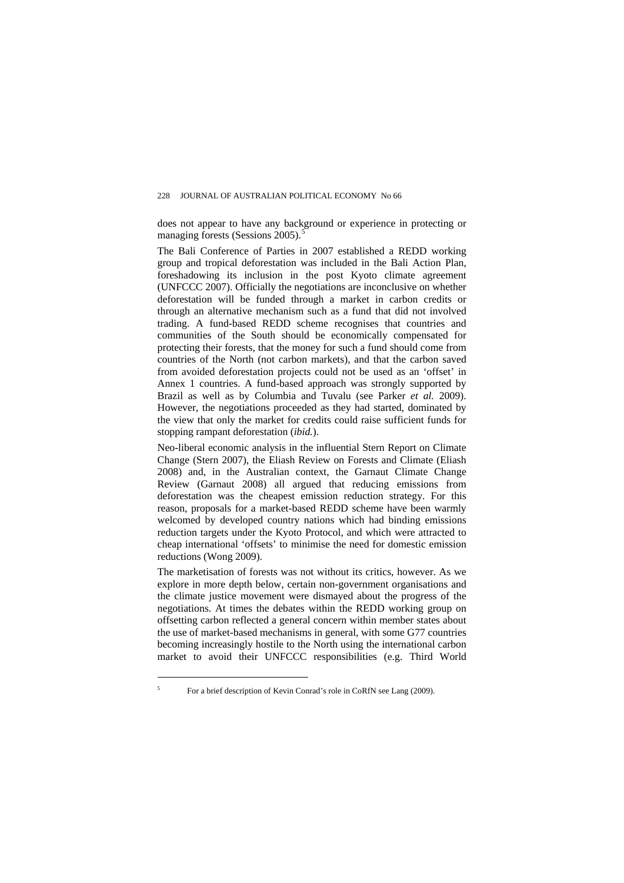does not appear to have any background or experience in protecting or managing forests (Sessions 2005).[5]

The Bali Conference of Parties in 2007 established a REDD working group and tropical deforestation was included in the Bali Action Plan, foreshadowing its inclusion in the post Kyoto climate agreement (UNFCCC 2007). Officially the negotiations are inconclusive on whether deforestation will be funded through a market in carbon credits or through an alternative mechanism such as a fund that did not involved trading. A fund-based REDD scheme recognises that countries and communities of the South should be economically compensated for protecting their forests, that the money for such a fund should come from countries of the North (not carbon markets), and that the carbon saved from avoided deforestation projects could not be used as an 'offset' in Annex 1 countries. A fund-based approach was strongly supported by Brazil as well as by Columbia and Tuvalu (see Parker *et al.* 2009). However, the negotiations proceeded as they had started, dominated by the view that only the market for credits could raise sufficient funds for stopping rampant deforestation (*ibid.*).

Neo-liberal economic analysis in the influential Stern Report on Climate Change (Stern 2007), the Eliash Review on Forests and Climate (Eliash 2008) and, in the Australian context, the Garnaut Climate Change Review (Garnaut 2008) all argued that reducing emissions from deforestation was the cheapest emission reduction strategy. For this reason, proposals for a market-based REDD scheme have been warmly welcomed by developed country nations which had binding emissions reduction targets under the Kyoto Protocol, and which were attracted to cheap international 'offsets' to minimise the need for domestic emission reductions (Wong 2009).

The marketisation of forests was not without its critics, however. As we explore in more depth below, certain non-government organisations and the climate justice movement were dismayed about the progress of the negotiations. At times the debates within the REDD working group on offsetting carbon reflected a general concern within member states about the use of market-based mechanisms in general, with some G77 countries becoming increasingly hostile to the North using the international carbon market to avoid their UNFCCC responsibilities (e.g. Third World

[5] For a brief description of Kevin Conrad's role in CoRfN see Lang (2009).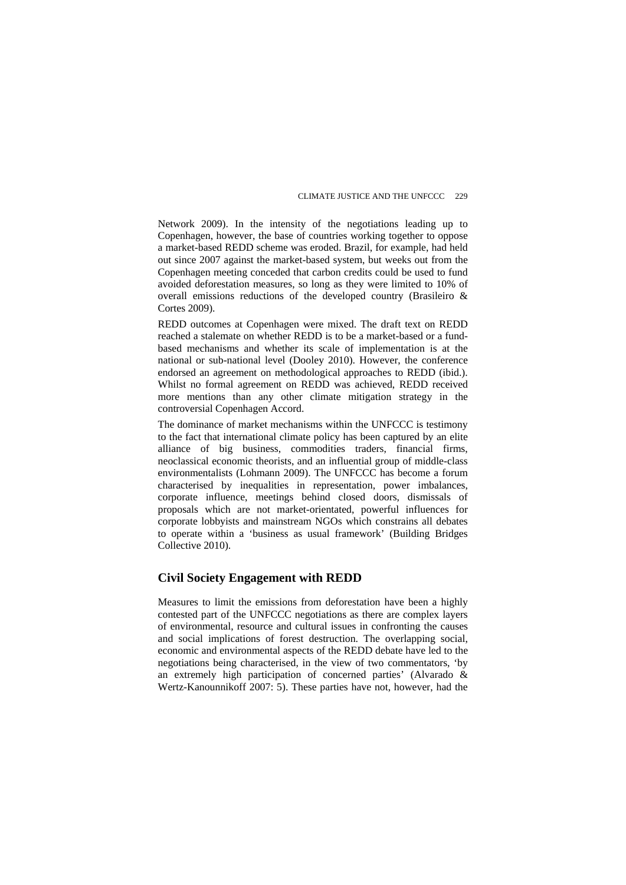Network 2009). In the intensity of the negotiations leading up to Copenhagen, however, the base of countries working together to oppose a market-based REDD scheme was eroded. Brazil, for example, had held out since 2007 against the market-based system, but weeks out from the Copenhagen meeting conceded that carbon credits could be used to fund avoided deforestation measures, so long as they were limited to 10% of overall emissions reductions of the developed country (Brasileiro & Cortes 2009).

REDD outcomes at Copenhagen were mixed. The draft text on REDD reached a stalemate on whether REDD is to be a market-based or a fund-based mechanisms and whether its scale of implementation is at the national or sub-national level (Dooley 2010). However, the conference endorsed an agreement on methodological approaches to REDD (ibid.). Whilst no formal agreement on REDD was achieved, REDD received more mentions than any other climate mitigation strategy in the controversial Copenhagen Accord.

The dominance of market mechanisms within the UNFCCC is testimony to the fact that international climate policy has been captured by an elite alliance of big business, commodities traders, financial firms, neoclassical economic theorists, and an influential group of middle-class environmentalists (Lohmann 2009). The UNFCCC has become a forum characterised by inequalities in representation, power imbalances, corporate influence, meetings behind closed doors, dismissals of proposals which are not market-orientated, powerful influences for corporate lobbyists and mainstream NGOs which constrains all debates to operate within a 'business as usual framework' (Building Bridges Collective 2010).

## Civil Society Engagement with REDD

Measures to limit the emissions from deforestation have been a highly contested part of the UNFCCC negotiations as there are complex layers of environmental, resource and cultural issues in confronting the causes and social implications of forest destruction. The overlapping social, economic and environmental aspects of the REDD debate have led to the negotiations being characterised, in the view of two commentators, 'by an extremely high participation of concerned parties' (Alvarado & Wertz-Kanounnikoff 2007: 5). These parties have not, however, had the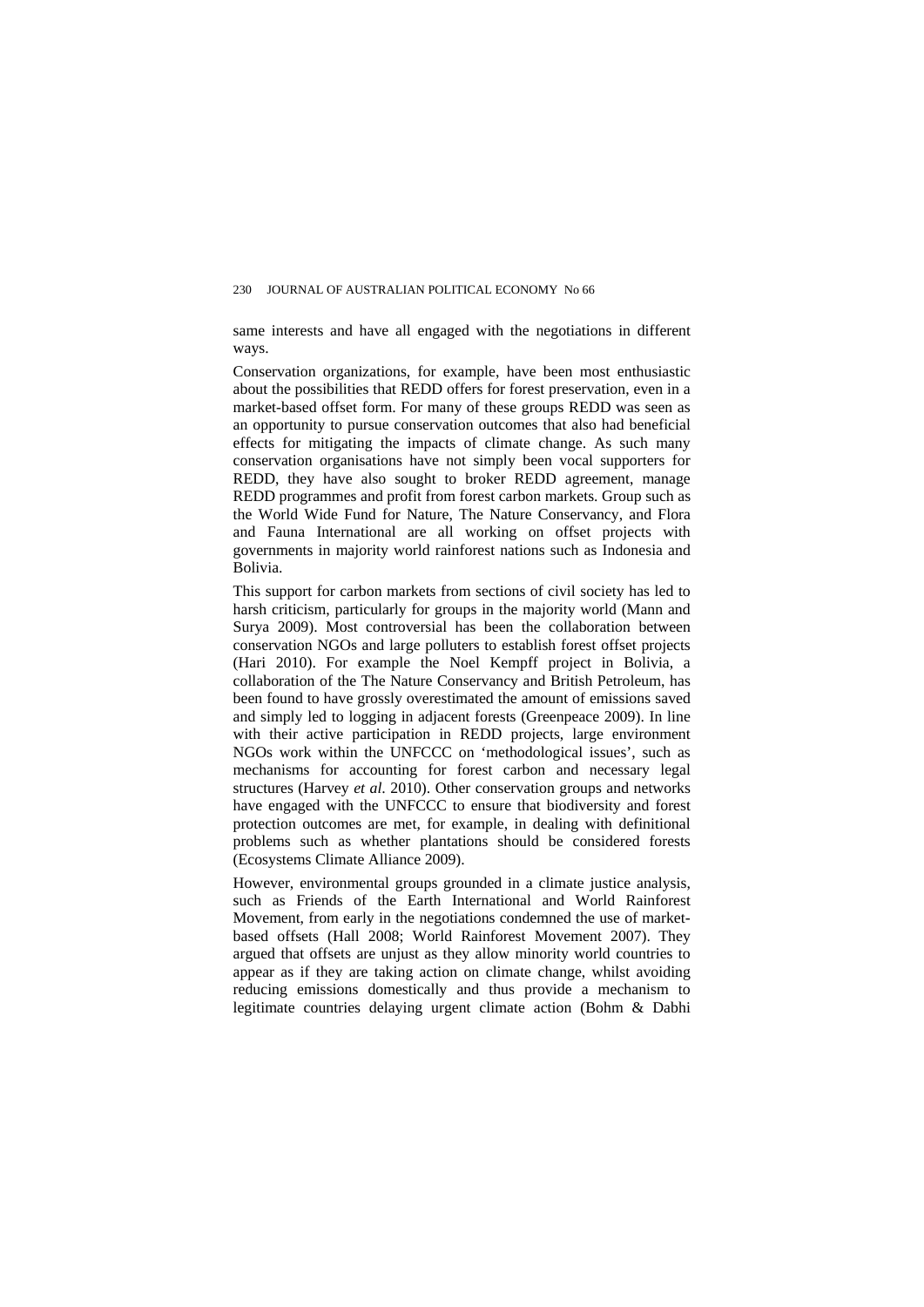same interests and have all engaged with the negotiations in different ways.

Conservation organizations, for example, have been most enthusiastic about the possibilities that REDD offers for forest preservation, even in a market-based offset form. For many of these groups REDD was seen as an opportunity to pursue conservation outcomes that also had beneficial effects for mitigating the impacts of climate change. As such many conservation organisations have not simply been vocal supporters for REDD, they have also sought to broker REDD agreement, manage REDD programmes and profit from forest carbon markets. Group such as the World Wide Fund for Nature, The Nature Conservancy, and Flora and Fauna International are all working on offset projects with governments in majority world rainforest nations such as Indonesia and Bolivia.

This support for carbon markets from sections of civil society has led to harsh criticism, particularly for groups in the majority world (Mann and Surya 2009). Most controversial has been the collaboration between conservation NGOs and large polluters to establish forest offset projects (Hari 2010). For example the Noel Kempff project in Bolivia, a collaboration of the The Nature Conservancy and British Petroleum, has been found to have grossly overestimated the amount of emissions saved and simply led to logging in adjacent forests (Greenpeace 2009). In line with their active participation in REDD projects, large environment NGOs work within the UNFCCC on 'methodological issues', such as mechanisms for accounting for forest carbon and necessary legal structures (Harvey *et al.* 2010). Other conservation groups and networks have engaged with the UNFCCC to ensure that biodiversity and forest protection outcomes are met, for example, in dealing with definitional problems such as whether plantations should be considered forests (Ecosystems Climate Alliance 2009).

However, environmental groups grounded in a climate justice analysis, such as Friends of the Earth International and World Rainforest Movement, from early in the negotiations condemned the use of market-based offsets (Hall 2008; World Rainforest Movement 2007). They argued that offsets are unjust as they allow minority world countries to appear as if they are taking action on climate change, whilst avoiding reducing emissions domestically and thus provide a mechanism to legitimate countries delaying urgent climate action (Bohm & Dabhi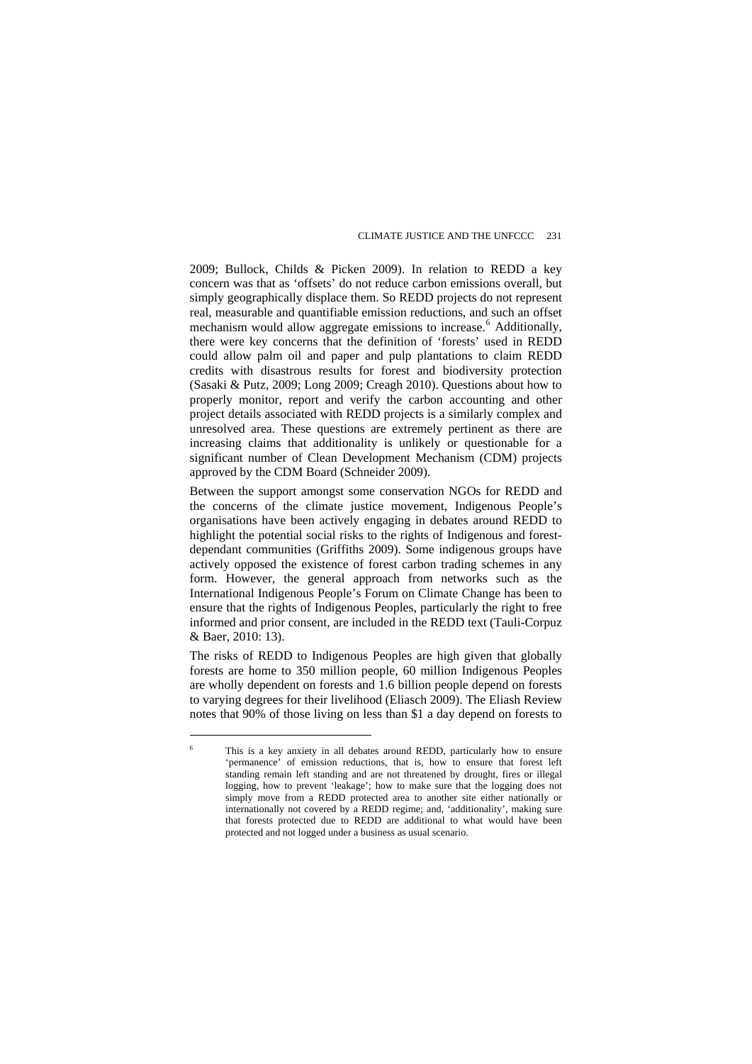2009; Bullock, Childs & Picken 2009). In relation to REDD a key concern was that as 'offsets' do not reduce carbon emissions overall, but simply geographically displace them. So REDD projects do not represent real, measurable and quantifiable emission reductions, and such an offset mechanism would allow aggregate emissions to increase.[6] Additionally, there were key concerns that the definition of 'forests' used in REDD could allow palm oil and paper and pulp plantations to claim REDD credits with disastrous results for forest and biodiversity protection (Sasaki & Putz, 2009; Long 2009; Creagh 2010). Questions about how to properly monitor, report and verify the carbon accounting and other project details associated with REDD projects is a similarly complex and unresolved area. These questions are extremely pertinent as there are increasing claims that additionality is unlikely or questionable for a significant number of Clean Development Mechanism (CDM) projects approved by the CDM Board (Schneider 2009).

Between the support amongst some conservation NGOs for REDD and the concerns of the climate justice movement, Indigenous People's organisations have been actively engaging in debates around REDD to highlight the potential social risks to the rights of Indigenous and forest-dependant communities (Griffiths 2009). Some indigenous groups have actively opposed the existence of forest carbon trading schemes in any form. However, the general approach from networks such as the International Indigenous People's Forum on Climate Change has been to ensure that the rights of Indigenous Peoples, particularly the right to free informed and prior consent, are included in the REDD text (Tauli-Corpuz & Baer, 2010: 13).

The risks of REDD to Indigenous Peoples are high given that globally forests are home to 350 million people, 60 million Indigenous Peoples are wholly dependent on forests and 1.6 billion people depend on forests to varying degrees for their livelihood (Eliasch 2009). The Eliash Review notes that 90% of those living on less than $1 a day depend on forests to

---

[6] This is a key anxiety in all debates around REDD, particularly how to ensure 'permanence' of emission reductions, that is, how to ensure that forest left standing remain left standing and are not threatened by drought, fires or illegal logging, how to prevent 'leakage'; how to make sure that the logging does not simply move from a REDD protected area to another site either nationally or internationally not covered by a REDD regime; and, 'additionality', making sure that forests protected due to REDD are additional to what would have been protected and not logged under a business as usual scenario.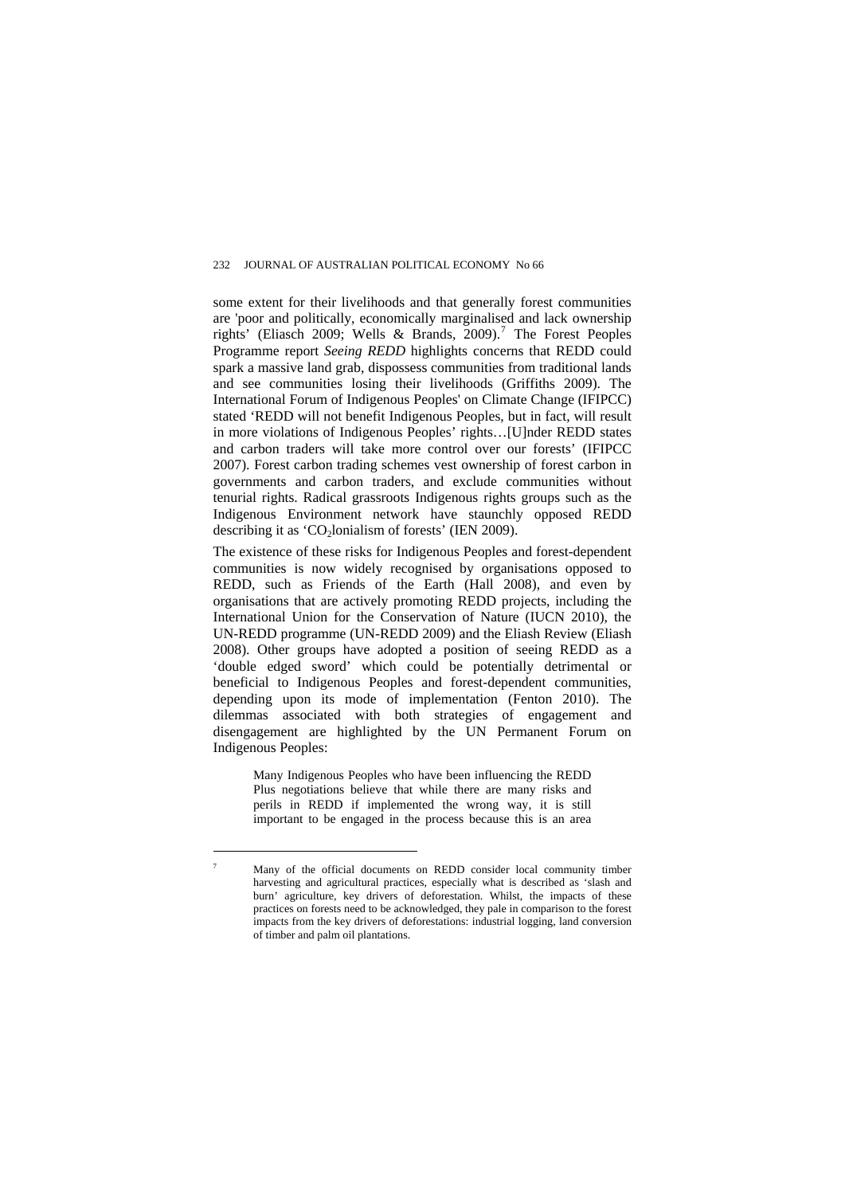some extent for their livelihoods and that generally forest communities are 'poor and politically, economically marginalised and lack ownership rights' (Eliasch 2009; Wells & Brands, 2009).[7] The Forest Peoples Programme report *Seeing REDD* highlights concerns that REDD could spark a massive land grab, dispossess communities from traditional lands and see communities losing their livelihoods (Griffiths 2009). The International Forum of Indigenous Peoples' on Climate Change (IFIPCC) stated 'REDD will not benefit Indigenous Peoples, but in fact, will result in more violations of Indigenous Peoples' rights…[U]nder REDD states and carbon traders will take more control over our forests' (IFIPCC 2007). Forest carbon trading schemes vest ownership of forest carbon in governments and carbon traders, and exclude communities without tenurial rights. Radical grassroots Indigenous rights groups such as the Indigenous Environment network have staunchly opposed REDD describing it as '$CO_2$lonialism of forests' (IEN 2009).

The existence of these risks for Indigenous Peoples and forest-dependent communities is now widely recognised by organisations opposed to REDD, such as Friends of the Earth (Hall 2008), and even by organisations that are actively promoting REDD projects, including the International Union for the Conservation of Nature (IUCN 2010), the UN-REDD programme (UN-REDD 2009) and the Eliash Review (Eliash 2008). Other groups have adopted a position of seeing REDD as a 'double edged sword' which could be potentially detrimental or beneficial to Indigenous Peoples and forest-dependent communities, depending upon its mode of implementation (Fenton 2010). The dilemmas associated with both strategies of engagement and disengagement are highlighted by the UN Permanent Forum on Indigenous Peoples:

> Many Indigenous Peoples who have been influencing the REDD Plus negotiations believe that while there are many risks and perils in REDD if implemented the wrong way, it is still important to be engaged in the process because this is an area

---

[7] Many of the official documents on REDD consider local community timber harvesting and agricultural practices, especially what is described as 'slash and burn' agriculture, key drivers of deforestation. Whilst, the impacts of these practices on forests need to be acknowledged, they pale in comparison to the forest impacts from the key drivers of deforestations: industrial logging, land conversion of timber and palm oil plantations.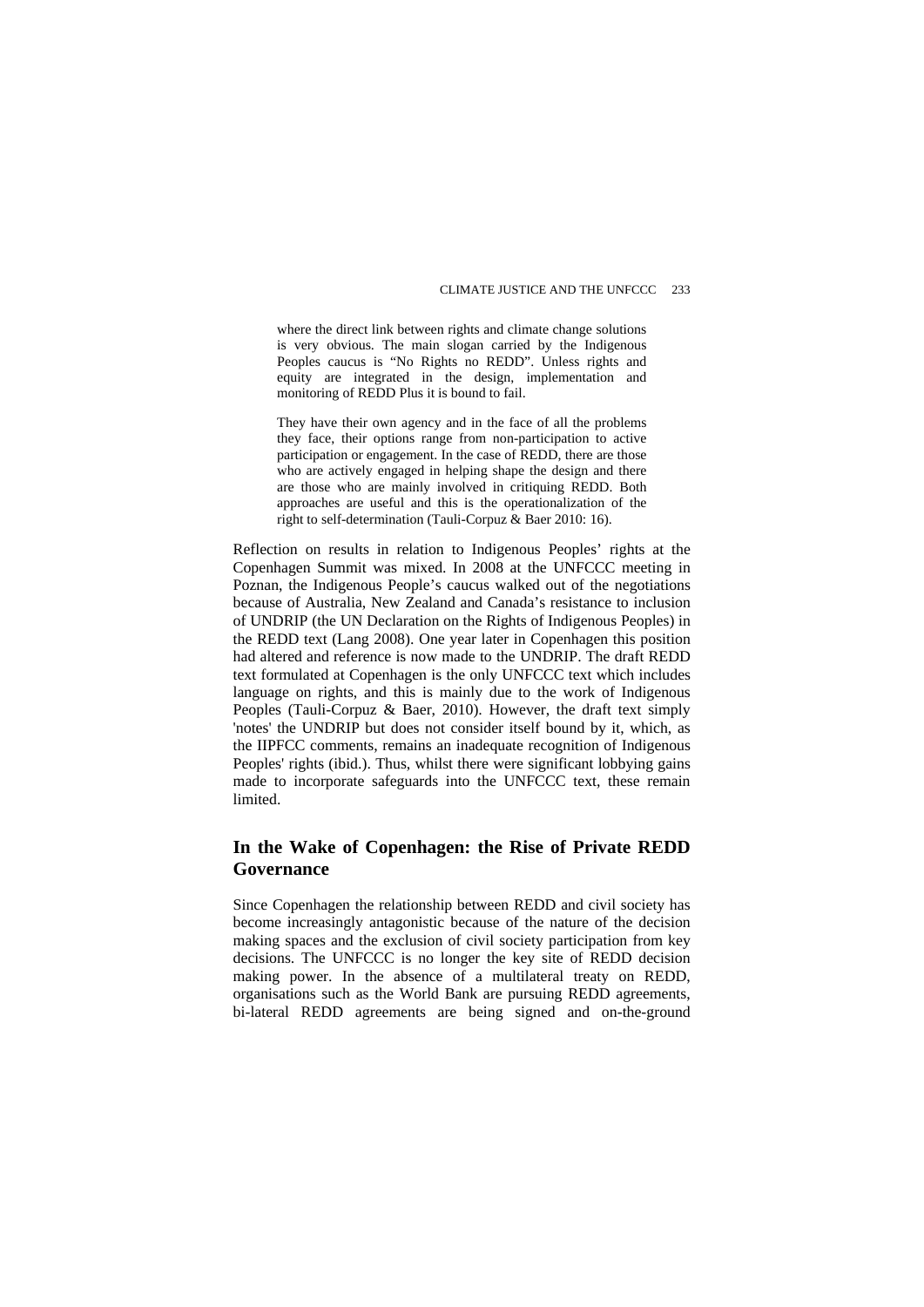> where the direct link between rights and climate change solutions is very obvious. The main slogan carried by the Indigenous Peoples caucus is "No Rights no REDD". Unless rights and equity are integrated in the design, implementation and monitoring of REDD Plus it is bound to fail.
>
> They have their own agency and in the face of all the problems they face, their options range from non-participation to active participation or engagement. In the case of REDD, there are those who are actively engaged in helping shape the design and there are those who are mainly involved in critiquing REDD. Both approaches are useful and this is the operationalization of the right to self-determination (Tauli-Corpuz & Baer 2010: 16).

Reflection on results in relation to Indigenous Peoples' rights at the Copenhagen Summit was mixed. In 2008 at the UNFCCC meeting in Poznan, the Indigenous People's caucus walked out of the negotiations because of Australia, New Zealand and Canada's resistance to inclusion of UNDRIP (the UN Declaration on the Rights of Indigenous Peoples) in the REDD text (Lang 2008). One year later in Copenhagen this position had altered and reference is now made to the UNDRIP. The draft REDD text formulated at Copenhagen is the only UNFCCC text which includes language on rights, and this is mainly due to the work of Indigenous Peoples (Tauli-Corpuz & Baer, 2010). However, the draft text simply 'notes' the UNDRIP but does not consider itself bound by it, which, as the IIPFCC comments, remains an inadequate recognition of Indigenous Peoples' rights (ibid.). Thus, whilst there were significant lobbying gains made to incorporate safeguards into the UNFCCC text, these remain limited.

## In the Wake of Copenhagen: the Rise of Private REDD Governance

Since Copenhagen the relationship between REDD and civil society has become increasingly antagonistic because of the nature of the decision making spaces and the exclusion of civil society participation from key decisions. The UNFCCC is no longer the key site of REDD decision making power. In the absence of a multilateral treaty on REDD, organisations such as the World Bank are pursuing REDD agreements, bi-lateral REDD agreements are being signed and on-the-ground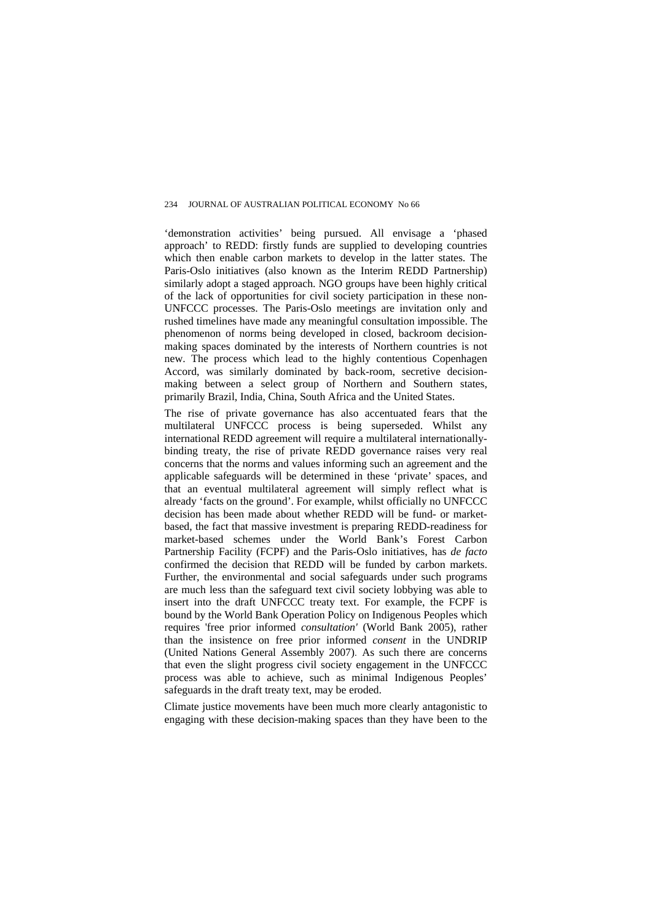'demonstration activities' being pursued. All envisage a 'phased approach' to REDD: firstly funds are supplied to developing countries which then enable carbon markets to develop in the latter states. The Paris-Oslo initiatives (also known as the Interim REDD Partnership) similarly adopt a staged approach. NGO groups have been highly critical of the lack of opportunities for civil society participation in these non-UNFCCC processes. The Paris-Oslo meetings are invitation only and rushed timelines have made any meaningful consultation impossible. The phenomenon of norms being developed in closed, backroom decision-making spaces dominated by the interests of Northern countries is not new. The process which lead to the highly contentious Copenhagen Accord, was similarly dominated by back-room, secretive decision-making between a select group of Northern and Southern states, primarily Brazil, India, China, South Africa and the United States.

The rise of private governance has also accentuated fears that the multilateral UNFCCC process is being superseded. Whilst any international REDD agreement will require a multilateral internationally-binding treaty, the rise of private REDD governance raises very real concerns that the norms and values informing such an agreement and the applicable safeguards will be determined in these 'private' spaces, and that an eventual multilateral agreement will simply reflect what is already 'facts on the ground'. For example, whilst officially no UNFCCC decision has been made about whether REDD will be fund- or market-based, the fact that massive investment is preparing REDD-readiness for market-based schemes under the World Bank's Forest Carbon Partnership Facility (FCPF) and the Paris-Oslo initiatives, has *de facto* confirmed the decision that REDD will be funded by carbon markets. Further, the environmental and social safeguards under such programs are much less than the safeguard text civil society lobbying was able to insert into the draft UNFCCC treaty text. For example, the FCPF is bound by the World Bank Operation Policy on Indigenous Peoples which requires 'free prior informed *consultation'* (World Bank 2005), rather than the insistence on free prior informed *consent* in the UNDRIP (United Nations General Assembly 2007). As such there are concerns that even the slight progress civil society engagement in the UNFCCC process was able to achieve, such as minimal Indigenous Peoples' safeguards in the draft treaty text, may be eroded.

Climate justice movements have been much more clearly antagonistic to engaging with these decision-making spaces than they have been to the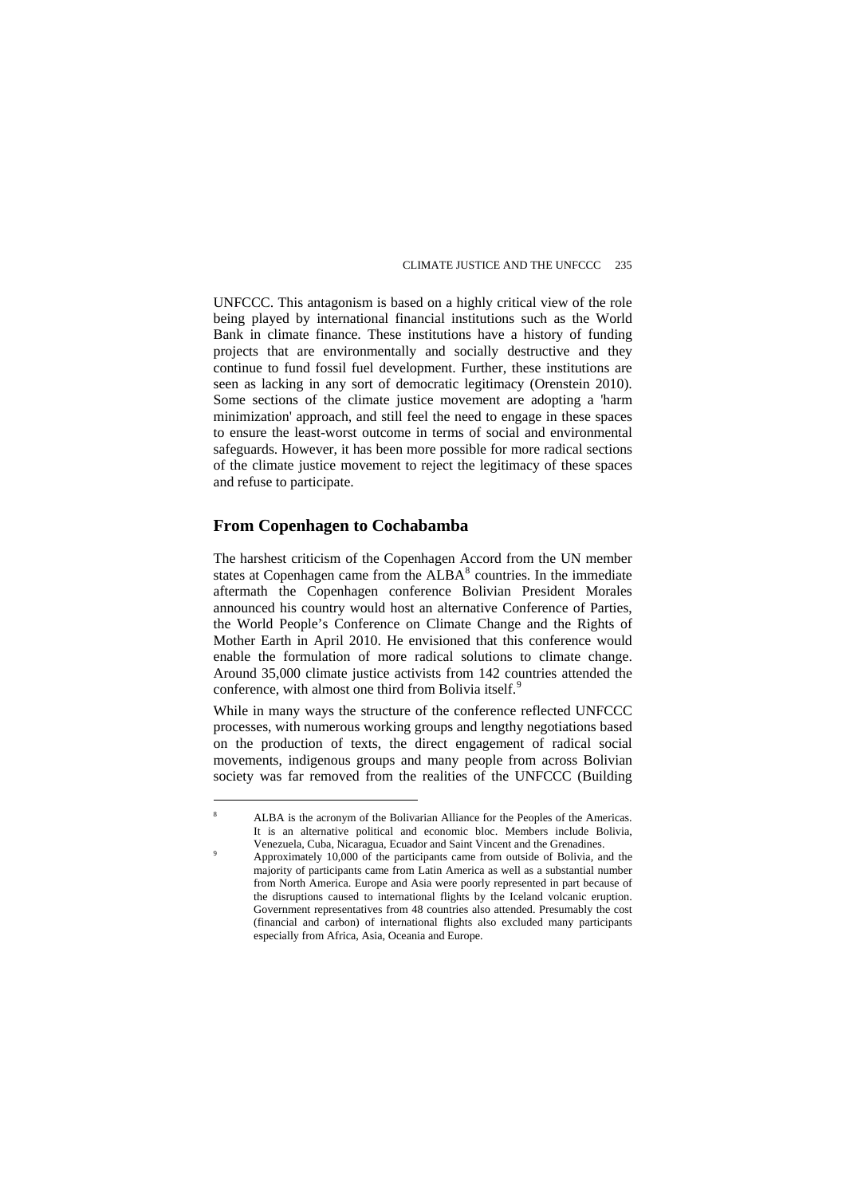UNFCCC. This antagonism is based on a highly critical view of the role being played by international financial institutions such as the World Bank in climate finance. These institutions have a history of funding projects that are environmentally and socially destructive and they continue to fund fossil fuel development. Further, these institutions are seen as lacking in any sort of democratic legitimacy (Orenstein 2010). Some sections of the climate justice movement are adopting a 'harm minimization' approach, and still feel the need to engage in these spaces to ensure the least-worst outcome in terms of social and environmental safeguards. However, it has been more possible for more radical sections of the climate justice movement to reject the legitimacy of these spaces and refuse to participate.

## From Copenhagen to Cochabamba

The harshest criticism of the Copenhagen Accord from the UN member states at Copenhagen came from the ALBA[8] countries. In the immediate aftermath the Copenhagen conference Bolivian President Morales announced his country would host an alternative Conference of Parties, the World People's Conference on Climate Change and the Rights of Mother Earth in April 2010. He envisioned that this conference would enable the formulation of more radical solutions to climate change. Around 35,000 climate justice activists from 142 countries attended the conference, with almost one third from Bolivia itself.[9]

While in many ways the structure of the conference reflected UNFCCC processes, with numerous working groups and lengthy negotiations based on the production of texts, the direct engagement of radical social movements, indigenous groups and many people from across Bolivian society was far removed from the realities of the UNFCCC (Building

---

[8] ALBA is the acronym of the Bolivarian Alliance for the Peoples of the Americas. It is an alternative political and economic bloc. Members include Bolivia, Venezuela, Cuba, Nicaragua, Ecuador and Saint Vincent and the Grenadines.

[9] Approximately 10,000 of the participants came from outside of Bolivia, and the majority of participants came from Latin America as well as a substantial number from North America. Europe and Asia were poorly represented in part because of the disruptions caused to international flights by the Iceland volcanic eruption. Government representatives from 48 countries also attended. Presumably the cost (financial and carbon) of international flights also excluded many participants especially from Africa, Asia, Oceania and Europe.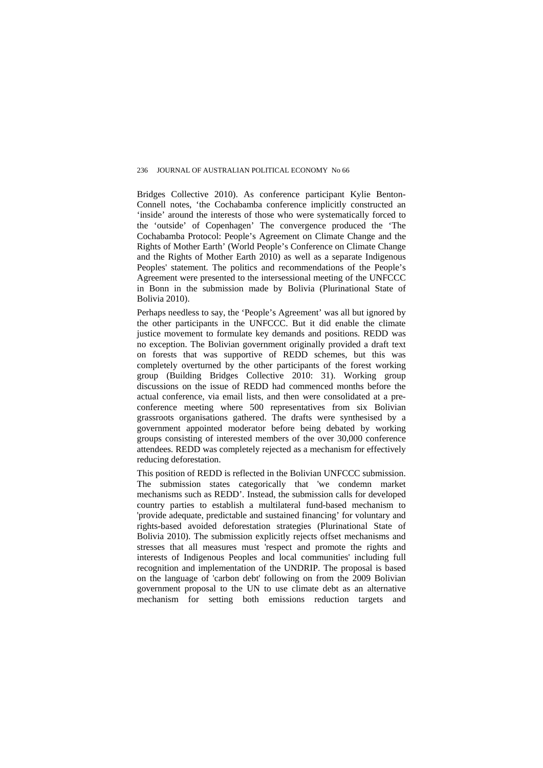Bridges Collective 2010). As conference participant Kylie Benton-Connell notes, 'the Cochabamba conference implicitly constructed an 'inside' around the interests of those who were systematically forced to the 'outside' of Copenhagen' The convergence produced the 'The Cochabamba Protocol: People's Agreement on Climate Change and the Rights of Mother Earth' (World People's Conference on Climate Change and the Rights of Mother Earth 2010) as well as a separate Indigenous Peoples' statement. The politics and recommendations of the People's Agreement were presented to the intersessional meeting of the UNFCCC in Bonn in the submission made by Bolivia (Plurinational State of Bolivia 2010).

Perhaps needless to say, the 'People's Agreement' was all but ignored by the other participants in the UNFCCC. But it did enable the climate justice movement to formulate key demands and positions. REDD was no exception. The Bolivian government originally provided a draft text on forests that was supportive of REDD schemes, but this was completely overturned by the other participants of the forest working group (Building Bridges Collective 2010: 31). Working group discussions on the issue of REDD had commenced months before the actual conference, via email lists, and then were consolidated at a pre-conference meeting where 500 representatives from six Bolivian grassroots organisations gathered. The drafts were synthesised by a government appointed moderator before being debated by working groups consisting of interested members of the over 30,000 conference attendees. REDD was completely rejected as a mechanism for effectively reducing deforestation.

This position of REDD is reflected in the Bolivian UNFCCC submission. The submission states categorically that 'we condemn market mechanisms such as REDD'. Instead, the submission calls for developed country parties to establish a multilateral fund-based mechanism to 'provide adequate, predictable and sustained financing' for voluntary and rights-based avoided deforestation strategies (Plurinational State of Bolivia 2010). The submission explicitly rejects offset mechanisms and stresses that all measures must 'respect and promote the rights and interests of Indigenous Peoples and local communities' including full recognition and implementation of the UNDRIP. The proposal is based on the language of 'carbon debt' following on from the 2009 Bolivian government proposal to the UN to use climate debt as an alternative mechanism for setting both emissions reduction targets and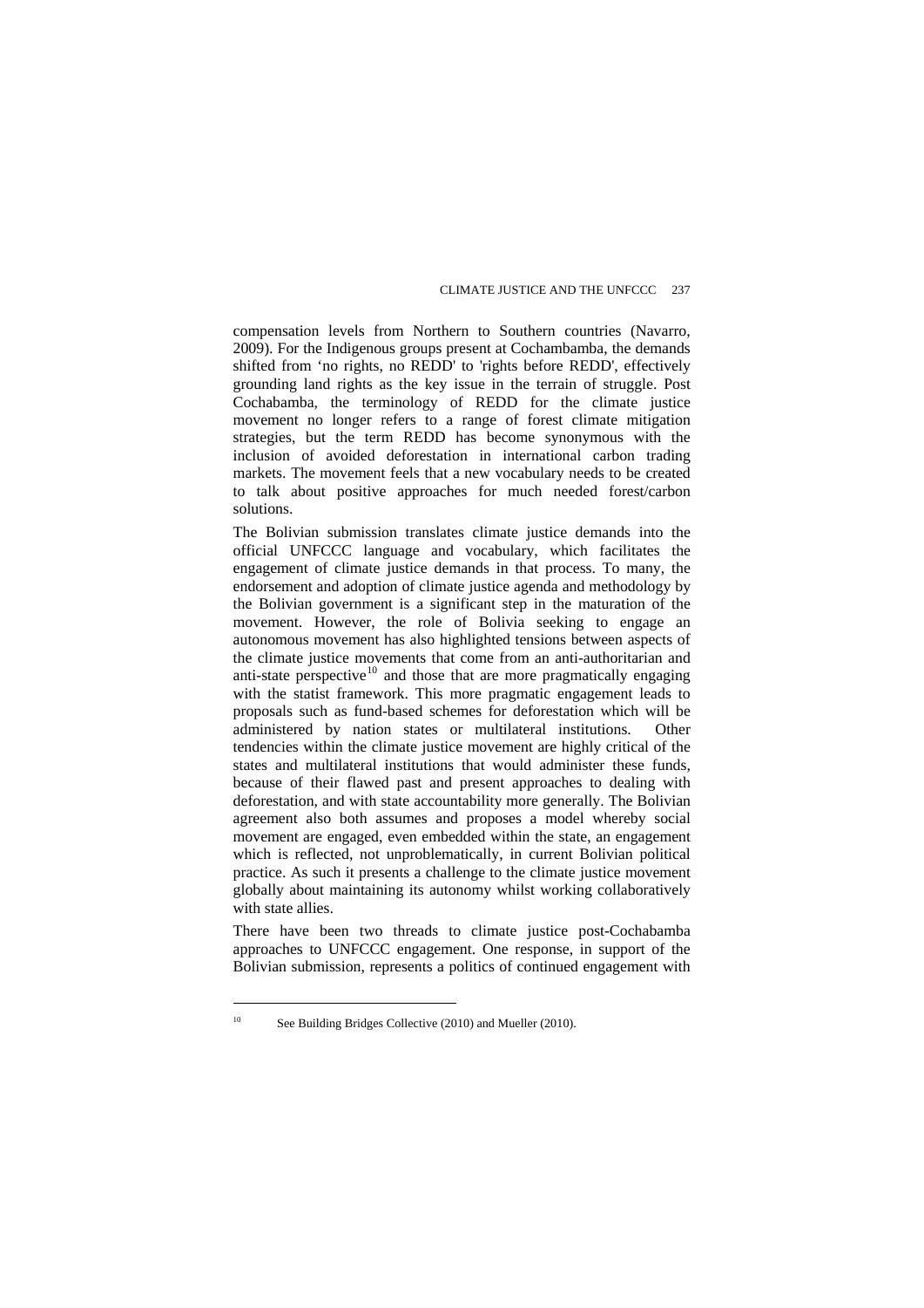compensation levels from Northern to Southern countries (Navarro, 2009). For the Indigenous groups present at Cochambamba, the demands shifted from 'no rights, no REDD' to 'rights before REDD', effectively grounding land rights as the key issue in the terrain of struggle. Post Cochabamba, the terminology of REDD for the climate justice movement no longer refers to a range of forest climate mitigation strategies, but the term REDD has become synonymous with the inclusion of avoided deforestation in international carbon trading markets. The movement feels that a new vocabulary needs to be created to talk about positive approaches for much needed forest/carbon solutions.

The Bolivian submission translates climate justice demands into the official UNFCCC language and vocabulary, which facilitates the engagement of climate justice demands in that process. To many, the endorsement and adoption of climate justice agenda and methodology by the Bolivian government is a significant step in the maturation of the movement. However, the role of Bolivia seeking to engage an autonomous movement has also highlighted tensions between aspects of the climate justice movements that come from an anti-authoritarian and anti-state perspective[10] and those that are more pragmatically engaging with the statist framework. This more pragmatic engagement leads to proposals such as fund-based schemes for deforestation which will be administered by nation states or multilateral institutions. Other tendencies within the climate justice movement are highly critical of the states and multilateral institutions that would administer these funds, because of their flawed past and present approaches to dealing with deforestation, and with state accountability more generally. The Bolivian agreement also both assumes and proposes a model whereby social movement are engaged, even embedded within the state, an engagement which is reflected, not unproblematically, in current Bolivian political practice. As such it presents a challenge to the climate justice movement globally about maintaining its autonomy whilst working collaboratively with state allies.

There have been two threads to climate justice post-Cochabamba approaches to UNFCCC engagement. One response, in support of the Bolivian submission, represents a politics of continued engagement with

[10] See Building Bridges Collective (2010) and Mueller (2010).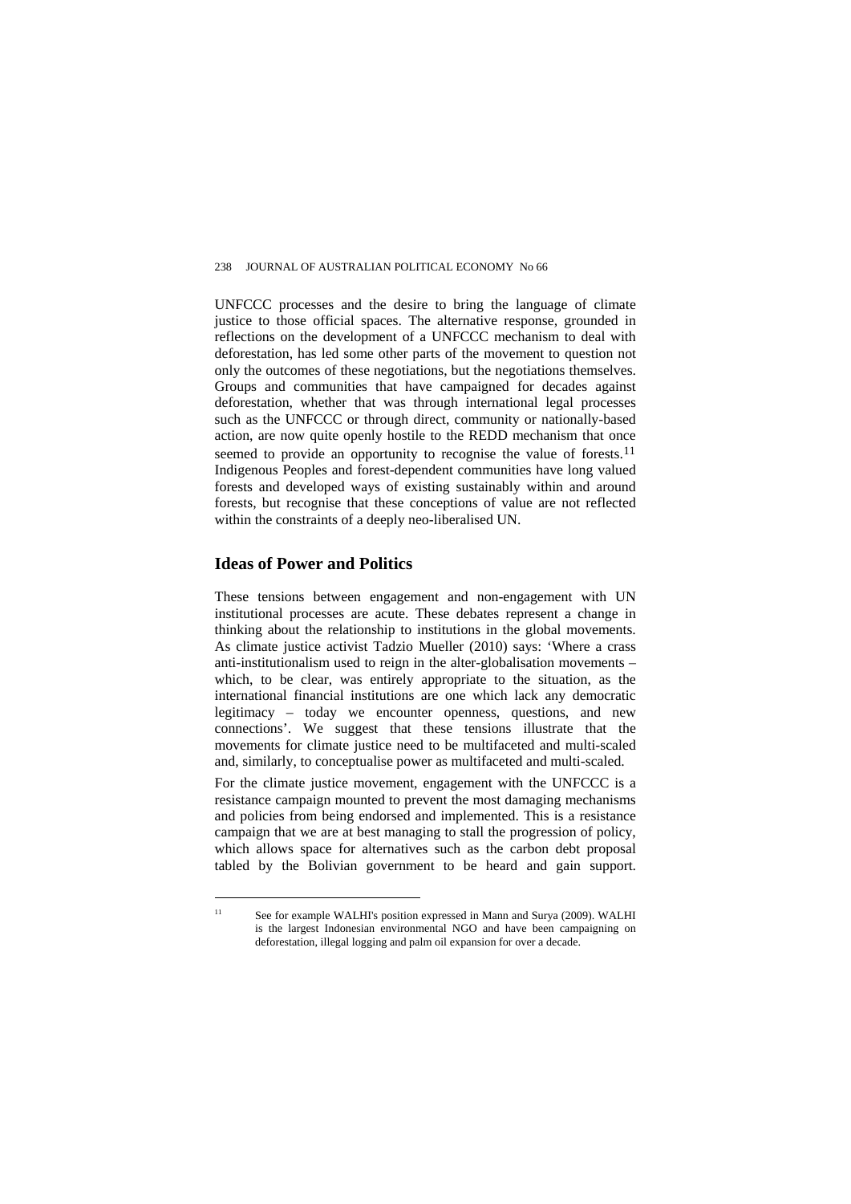UNFCCC processes and the desire to bring the language of climate justice to those official spaces. The alternative response, grounded in reflections on the development of a UNFCCC mechanism to deal with deforestation, has led some other parts of the movement to question not only the outcomes of these negotiations, but the negotiations themselves. Groups and communities that have campaigned for decades against deforestation, whether that was through international legal processes such as the UNFCCC or through direct, community or nationally-based action, are now quite openly hostile to the REDD mechanism that once seemed to provide an opportunity to recognise the value of forests.[11] Indigenous Peoples and forest-dependent communities have long valued forests and developed ways of existing sustainably within and around forests, but recognise that these conceptions of value are not reflected within the constraints of a deeply neo-liberalised UN.

## Ideas of Power and Politics

These tensions between engagement and non-engagement with UN institutional processes are acute. These debates represent a change in thinking about the relationship to institutions in the global movements. As climate justice activist Tadzio Mueller (2010) says: 'Where a crass anti-institutionalism used to reign in the alter-globalisation movements – which, to be clear, was entirely appropriate to the situation, as the international financial institutions are one which lack any democratic legitimacy – today we encounter openness, questions, and new connections'. We suggest that these tensions illustrate that the movements for climate justice need to be multifaceted and multi-scaled and, similarly, to conceptualise power as multifaceted and multi-scaled.

For the climate justice movement, engagement with the UNFCCC is a resistance campaign mounted to prevent the most damaging mechanisms and policies from being endorsed and implemented. This is a resistance campaign that we are at best managing to stall the progression of policy, which allows space for alternatives such as the carbon debt proposal tabled by the Bolivian government to be heard and gain support.

[11] See for example WALHI's position expressed in Mann and Surya (2009). WALHI is the largest Indonesian environmental NGO and have been campaigning on deforestation, illegal logging and palm oil expansion for over a decade.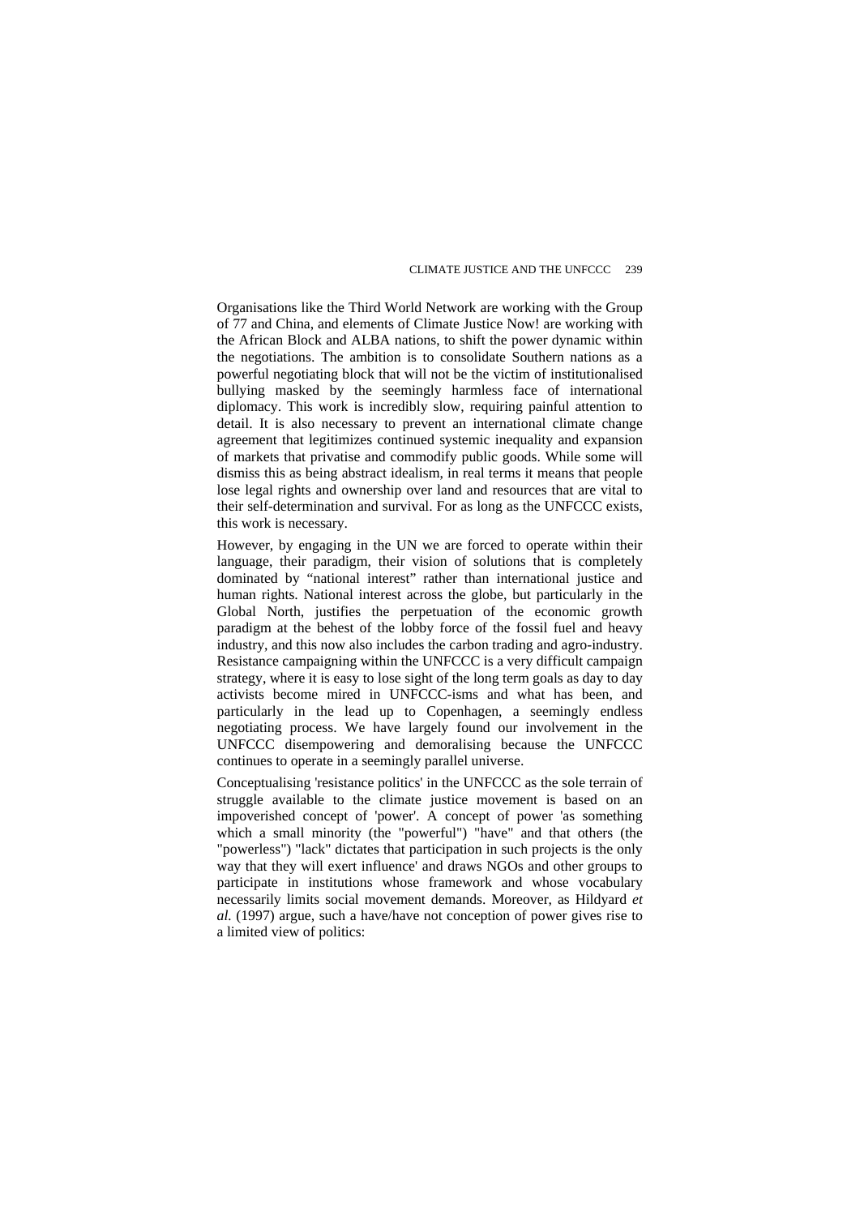Organisations like the Third World Network are working with the Group of 77 and China, and elements of Climate Justice Now! are working with the African Block and ALBA nations, to shift the power dynamic within the negotiations. The ambition is to consolidate Southern nations as a powerful negotiating block that will not be the victim of institutionalised bullying masked by the seemingly harmless face of international diplomacy. This work is incredibly slow, requiring painful attention to detail. It is also necessary to prevent an international climate change agreement that legitimizes continued systemic inequality and expansion of markets that privatise and commodify public goods. While some will dismiss this as being abstract idealism, in real terms it means that people lose legal rights and ownership over land and resources that are vital to their self-determination and survival. For as long as the UNFCCC exists, this work is necessary.

However, by engaging in the UN we are forced to operate within their language, their paradigm, their vision of solutions that is completely dominated by "national interest" rather than international justice and human rights. National interest across the globe, but particularly in the Global North, justifies the perpetuation of the economic growth paradigm at the behest of the lobby force of the fossil fuel and heavy industry, and this now also includes the carbon trading and agro-industry. Resistance campaigning within the UNFCCC is a very difficult campaign strategy, where it is easy to lose sight of the long term goals as day to day activists become mired in UNFCCC-isms and what has been, and particularly in the lead up to Copenhagen, a seemingly endless negotiating process. We have largely found our involvement in the UNFCCC disempowering and demoralising because the UNFCCC continues to operate in a seemingly parallel universe.

Conceptualising 'resistance politics' in the UNFCCC as the sole terrain of struggle available to the climate justice movement is based on an impoverished concept of 'power'. A concept of power 'as something which a small minority (the "powerful") "have" and that others (the "powerless") "lack" dictates that participation in such projects is the only way that they will exert influence' and draws NGOs and other groups to participate in institutions whose framework and whose vocabulary necessarily limits social movement demands. Moreover, as Hildyard *et al.* (1997) argue, such a have/have not conception of power gives rise to a limited view of politics: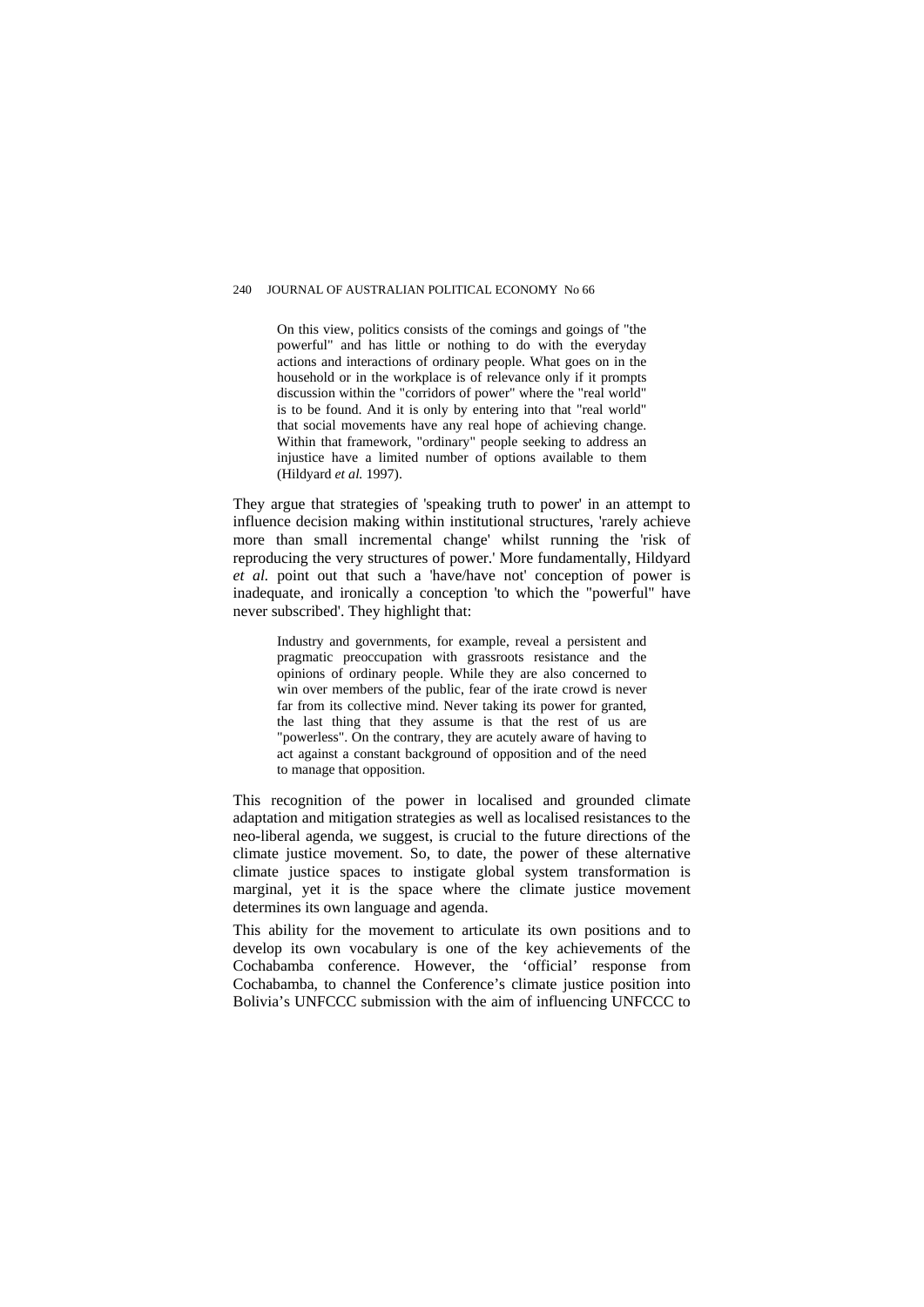> On this view, politics consists of the comings and goings of "the powerful" and has little or nothing to do with the everyday actions and interactions of ordinary people. What goes on in the household or in the workplace is of relevance only if it prompts discussion within the "corridors of power" where the "real world" is to be found. And it is only by entering into that "real world" that social movements have any real hope of achieving change. Within that framework, "ordinary" people seeking to address an injustice have a limited number of options available to them (Hildyard *et al.* 1997).

They argue that strategies of 'speaking truth to power' in an attempt to influence decision making within institutional structures, 'rarely achieve more than small incremental change' whilst running the 'risk of reproducing the very structures of power.' More fundamentally, Hildyard *et al.* point out that such a 'have/have not' conception of power is inadequate, and ironically a conception 'to which the "powerful" have never subscribed'. They highlight that:

> Industry and governments, for example, reveal a persistent and pragmatic preoccupation with grassroots resistance and the opinions of ordinary people. While they are also concerned to win over members of the public, fear of the irate crowd is never far from its collective mind. Never taking its power for granted, the last thing that they assume is that the rest of us are "powerless". On the contrary, they are acutely aware of having to act against a constant background of opposition and of the need to manage that opposition.

This recognition of the power in localised and grounded climate adaptation and mitigation strategies as well as localised resistances to the neo-liberal agenda, we suggest, is crucial to the future directions of the climate justice movement. So, to date, the power of these alternative climate justice spaces to instigate global system transformation is marginal, yet it is the space where the climate justice movement determines its own language and agenda.

This ability for the movement to articulate its own positions and to develop its own vocabulary is one of the key achievements of the Cochabamba conference. However, the 'official' response from Cochabamba, to channel the Conference's climate justice position into Bolivia's UNFCCC submission with the aim of influencing UNFCCC to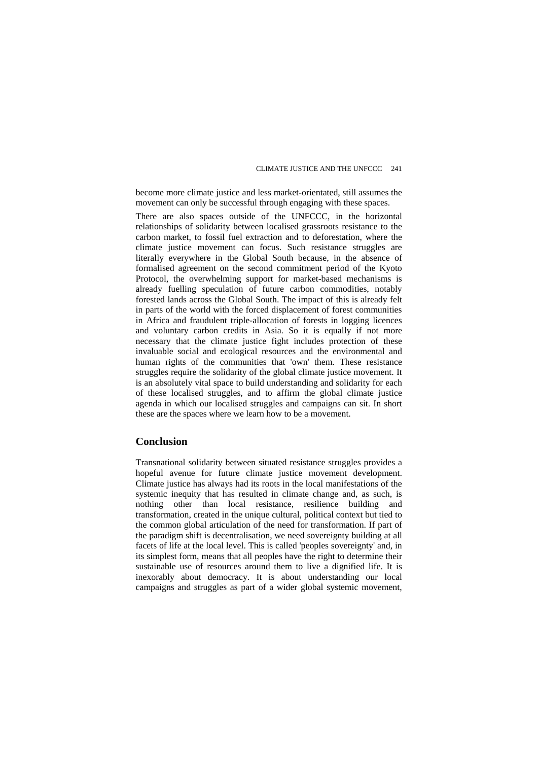become more climate justice and less market-orientated, still assumes the movement can only be successful through engaging with these spaces.

There are also spaces outside of the UNFCCC, in the horizontal relationships of solidarity between localised grassroots resistance to the carbon market, to fossil fuel extraction and to deforestation, where the climate justice movement can focus. Such resistance struggles are literally everywhere in the Global South because, in the absence of formalised agreement on the second commitment period of the Kyoto Protocol, the overwhelming support for market-based mechanisms is already fuelling speculation of future carbon commodities, notably forested lands across the Global South. The impact of this is already felt in parts of the world with the forced displacement of forest communities in Africa and fraudulent triple-allocation of forests in logging licences and voluntary carbon credits in Asia. So it is equally if not more necessary that the climate justice fight includes protection of these invaluable social and ecological resources and the environmental and human rights of the communities that 'own' them. These resistance struggles require the solidarity of the global climate justice movement. It is an absolutely vital space to build understanding and solidarity for each of these localised struggles, and to affirm the global climate justice agenda in which our localised struggles and campaigns can sit. In short these are the spaces where we learn how to be a movement.

## Conclusion

Transnational solidarity between situated resistance struggles provides a hopeful avenue for future climate justice movement development. Climate justice has always had its roots in the local manifestations of the systemic inequity that has resulted in climate change and, as such, is nothing other than local resistance, resilience building and transformation, created in the unique cultural, political context but tied to the common global articulation of the need for transformation. If part of the paradigm shift is decentralisation, we need sovereignty building at all facets of life at the local level. This is called 'peoples sovereignty' and, in its simplest form, means that all peoples have the right to determine their sustainable use of resources around them to live a dignified life. It is inexorably about democracy. It is about understanding our local campaigns and struggles as part of a wider global systemic movement,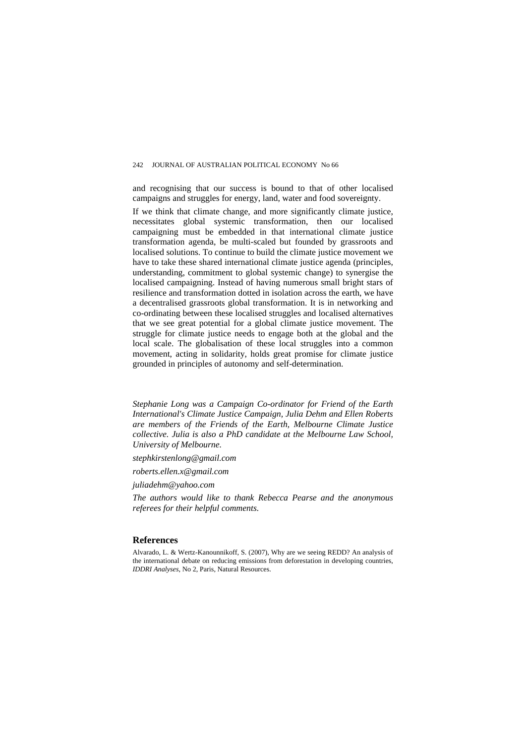and recognising that our success is bound to that of other localised campaigns and struggles for energy, land, water and food sovereignty.

If we think that climate change, and more significantly climate justice, necessitates global systemic transformation, then our localised campaigning must be embedded in that international climate justice transformation agenda, be multi-scaled but founded by grassroots and localised solutions. To continue to build the climate justice movement we have to take these shared international climate justice agenda (principles, understanding, commitment to global systemic change) to synergise the localised campaigning. Instead of having numerous small bright stars of resilience and transformation dotted in isolation across the earth, we have a decentralised grassroots global transformation. It is in networking and co-ordinating between these localised struggles and localised alternatives that we see great potential for a global climate justice movement. The struggle for climate justice needs to engage both at the global and the local scale. The globalisation of these local struggles into a common movement, acting in solidarity, holds great promise for climate justice grounded in principles of autonomy and self-determination.

*Stephanie Long was a Campaign Co-ordinator for Friend of the Earth International's Climate Justice Campaign, Julia Dehm and Ellen Roberts are members of the Friends of the Earth, Melbourne Climate Justice collective. Julia is also a PhD candidate at the Melbourne Law School, University of Melbourne.*

*stephkirstenlong@gmail.com*

*roberts.ellen.x@gmail.com*

*juliadehm@yahoo.com*

*The authors would like to thank Rebecca Pearse and the anonymous referees for their helpful comments.*

## References

Alvarado, L. & Wertz-Kanounnikoff, S. (2007), Why are we seeing REDD? An analysis of the international debate on reducing emissions from deforestation in developing countries, *IDDRI Analyses*, No 2, Paris, Natural Resources.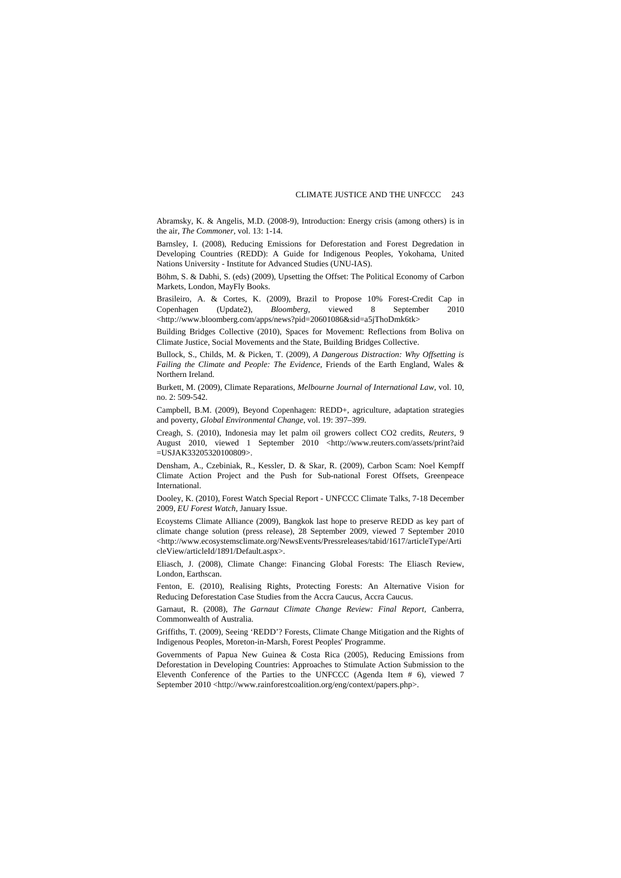Abramsky, K. & Angelis, M.D. (2008-9), Introduction: Energy crisis (among others) is in the air, *The Commoner*, vol. 13: 1-14.

Barnsley, I. (2008), Reducing Emissions for Deforestation and Forest Degredation in Developing Countries (REDD): A Guide for Indigenous Peoples, Yokohama, United Nations University - Institute for Advanced Studies (UNU-IAS).

Böhm, S. & Dabhi, S. (eds) (2009), Upsetting the Offset: The Political Economy of Carbon Markets, London, MayFly Books.

Brasileiro, A. & Cortes, K. (2009), Brazil to Propose 10% Forest-Credit Cap in Copenhagen (Update2), *Bloomberg*, viewed 8 September 2010 <http://www.bloomberg.com/apps/news?pid=20601086&sid=a5jThoDmk6tk>

Building Bridges Collective (2010), Spaces for Movement: Reflections from Boliva on Climate Justice, Social Movements and the State, Building Bridges Collective.

Bullock, S., Childs, M. & Picken, T. (2009), *A Dangerous Distraction: Why Offsetting is Failing the Climate and People: The Evidence*, Friends of the Earth England, Wales & Northern Ireland.

Burkett, M. (2009), Climate Reparations, *Melbourne Journal of International Law*, vol. 10, no. 2: 509-542.

Campbell, B.M. (2009), Beyond Copenhagen: REDD+, agriculture, adaptation strategies and poverty, *Global Environmental Change*, vol. 19: 397–399.

Creagh, S. (2010), Indonesia may let palm oil growers collect CO2 credits, *Reuters*, 9 August 2010, viewed 1 September 2010 <http://www.reuters.com/assets/print?aid =USJAK33205320100809>.

Densham, A., Czebiniak, R., Kessler, D. & Skar, R. (2009), Carbon Scam: Noel Kempff Climate Action Project and the Push for Sub-national Forest Offsets, Greenpeace International.

Dooley, K. (2010), Forest Watch Special Report - UNFCCC Climate Talks, 7-18 December 2009, *EU Forest Watch*, January Issue.

Ecoystems Climate Alliance (2009), Bangkok last hope to preserve REDD as key part of climate change solution (press release), 28 September 2009, viewed 7 September 2010 <http://www.ecosystemsclimate.org/NewsEvents/Pressreleases/tabid/1617/articleType/ArticleView/articleId/1891/Default.aspx>.

Eliasch, J. (2008), Climate Change: Financing Global Forests: The Eliasch Review, London, Earthscan.

Fenton, E. (2010), Realising Rights, Protecting Forests: An Alternative Vision for Reducing Deforestation Case Studies from the Accra Caucus, Accra Caucus.

Garnaut, R. (2008), *The Garnaut Climate Change Review: Final Report*, Canberra, Commonwealth of Australia.

Griffiths, T. (2009), Seeing 'REDD'? Forests, Climate Change Mitigation and the Rights of Indigenous Peoples, Moreton-in-Marsh, Forest Peoples' Programme.

Governments of Papua New Guinea & Costa Rica (2005), Reducing Emissions from Deforestation in Developing Countries: Approaches to Stimulate Action Submission to the Eleventh Conference of the Parties to the UNFCCC (Agenda Item # 6), viewed 7 September 2010 <http://www.rainforestcoalition.org/eng/context/papers.php>.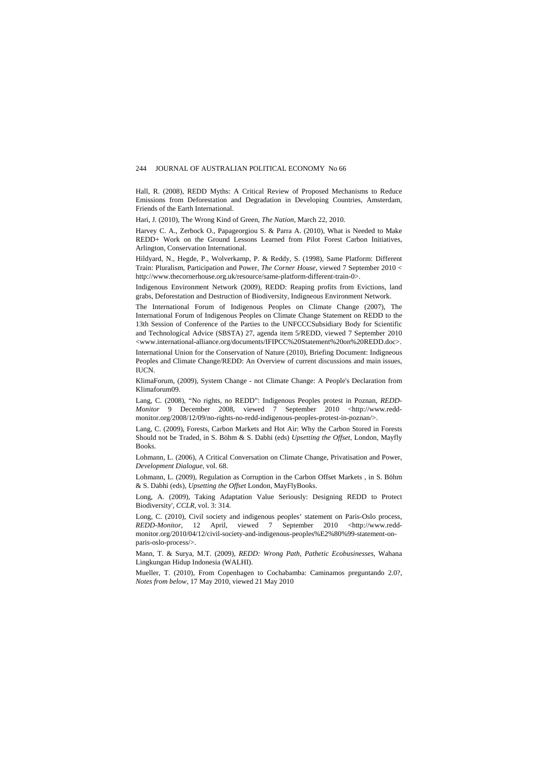Hall, R. (2008), REDD Myths: A Critical Review of Proposed Mechanisms to Reduce Emissions from Deforestation and Degradation in Developing Countries, Amsterdam, Friends of the Earth International.

Hari, J. (2010), The Wrong Kind of Green, *The Nation*, March 22, 2010.

Harvey C. A., Zerbock O., Papageorgiou S. & Parra A. (2010), What is Needed to Make REDD+ Work on the Ground Lessons Learned from Pilot Forest Carbon Initiatives, Arlington, Conservation International.

Hildyard, N., Hegde, P., Wolverkamp, P. & Reddy, S. (1998), Same Platform: Different Train: Pluralism, Participation and Power, *The Corner House*, viewed 7 September 2010 < http://www.thecornerhouse.org.uk/resource/same-platform-different-train-0>.

Indigenous Environment Network (2009), REDD: Reaping profits from Evictions, land grabs, Deforestation and Destruction of Biodiversity, Indigneous Environment Network.

The International Forum of Indigenous Peoples on Climate Change (2007), The International Forum of Indigenous Peoples on Climate Change Statement on REDD to the 13th Session of Conference of the Parties to the UNFCCCSubsidiary Body for Scientific and Technological Advice (SBSTA) 27, agenda item 5/REDD, viewed 7 September 2010 <www.international-alliance.org/documents/IFIPCC%20Statement%20on%20REDD.doc>.

International Union for the Conservation of Nature (2010), Briefing Document: Indigneous Peoples and Climate Change/REDD: An Overview of current discussions and main issues, IUCN.

KlimaForum, (2009), System Change - not Climate Change: A People's Declaration from Klimaforum09.

Lang, C. (2008), "No rights, no REDD": Indigenous Peoples protest in Poznan, *REDD-Monitor* 9 December 2008, viewed 7 September 2010 <http://www.redd-monitor.org/2008/12/09/no-rights-no-redd-indigenous-peoples-protest-in-poznan/>.

Lang, C. (2009), Forests, Carbon Markets and Hot Air: Why the Carbon Stored in Forests Should not be Traded, in S. Böhm & S. Dabhi (eds) *Upsetting the Offset*, London, Mayfly Books.

Lohmann, L. (2006), A Critical Conversation on Climate Change, Privatisation and Power, *Development Dialogue*, vol. 68.

Lohmann, L. (2009), Regulation as Corruption in the Carbon Offset Markets , in S. Böhm & S. Dabhi (eds), *Upsetting the Offset* London, MayFlyBooks.

Long, A. (2009), Taking Adaptation Value Seriously: Designing REDD to Protect Biodiversity', *CCLR*, vol. 3: 314.

Long, C. (2010), Civil society and indigenous peoples' statement on Paris-Oslo process, *REDD-Monitor*, 12 April, viewed 7 September 2010 <http://www.redd-monitor.org/2010/04/12/civil-society-and-indigenous-peoples%E2%80%99-statement-on-paris-oslo-process/>.

Mann, T. & Surya, M.T. (2009), *REDD: Wrong Path, Pathetic Ecobusinesses*, Wahana Lingkungan Hidup Indonesia (WALHI).

Mueller, T. (2010), From Copenhagen to Cochabamba: Caminamos preguntando 2.0?, *Notes from below*, 17 May 2010, viewed 21 May 2010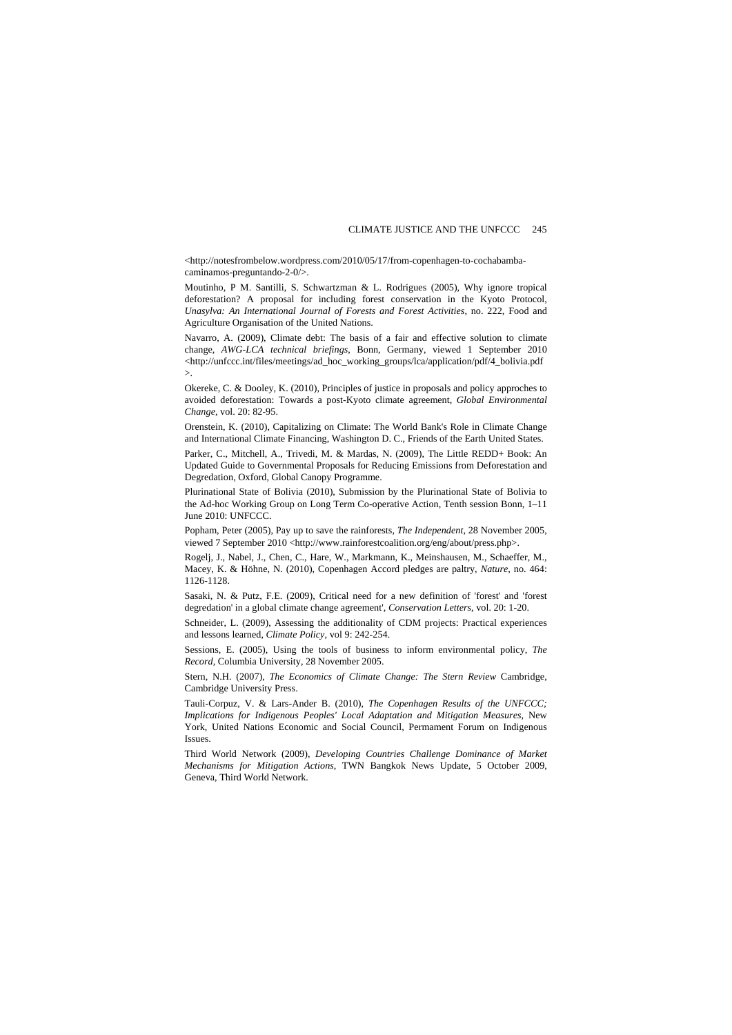<http://notesfrombelow.wordpress.com/2010/05/17/from-copenhagen-to-cochabamba-caminamos-preguntando-2-0/>.

Moutinho, P M. Santilli, S. Schwartzman & L. Rodrigues (2005), Why ignore tropical deforestation? A proposal for including forest conservation in the Kyoto Protocol, *Unasylva: An International Journal of Forests and Forest Activities*, no. 222, Food and Agriculture Organisation of the United Nations.

Navarro, A. (2009), Climate debt: The basis of a fair and effective solution to climate change, *AWG-LCA technical briefings*, Bonn, Germany, viewed 1 September 2010 <http://unfccc.int/files/meetings/ad_hoc_working_groups/lca/application/pdf/4_bolivia.pdf>.

Okereke, C. & Dooley, K. (2010), Principles of justice in proposals and policy approches to avoided deforestation: Towards a post-Kyoto climate agreement, *Global Environmental Change*, vol. 20: 82-95.

Orenstein, K. (2010), Capitalizing on Climate: The World Bank's Role in Climate Change and International Climate Financing, Washington D. C., Friends of the Earth United States.

Parker, C., Mitchell, A., Trivedi, M. & Mardas, N. (2009), The Little REDD+ Book: An Updated Guide to Governmental Proposals for Reducing Emissions from Deforestation and Degredation, Oxford, Global Canopy Programme.

Plurinational State of Bolivia (2010), Submission by the Plurinational State of Bolivia to the Ad-hoc Working Group on Long Term Co-operative Action, Tenth session Bonn, 1–11 June 2010: UNFCCC.

Popham, Peter (2005), Pay up to save the rainforests, *The Independent*, 28 November 2005, viewed 7 September 2010 <http://www.rainforestcoalition.org/eng/about/press.php>.

Rogelj, J., Nabel, J., Chen, C., Hare, W., Markmann, K., Meinshausen, M., Schaeffer, M., Macey, K. & Höhne, N. (2010), Copenhagen Accord pledges are paltry, *Nature*, no. 464: 1126-1128.

Sasaki, N. & Putz, F.E. (2009), Critical need for a new definition of 'forest' and 'forest degredation' in a global climate change agreement', *Conservation Letters*, vol. 20: 1-20.

Schneider, L. (2009), Assessing the additionality of CDM projects: Practical experiences and lessons learned, *Climate Policy*, vol 9: 242-254.

Sessions, E. (2005), Using the tools of business to inform environmental policy, *The Record*, Columbia University, 28 November 2005.

Stern, N.H. (2007), *The Economics of Climate Change: The Stern Review* Cambridge, Cambridge University Press.

Tauli-Corpuz, V. & Lars-Ander B. (2010), *The Copenhagen Results of the UNFCCC; Implications for Indigenous Peoples' Local Adaptation and Mitigation Measures*, New York, United Nations Economic and Social Council, Permament Forum on Indigenous Issues.

Third World Network (2009), *Developing Countries Challenge Dominance of Market Mechanisms for Mitigation Actions*, TWN Bangkok News Update, 5 October 2009, Geneva, Third World Network.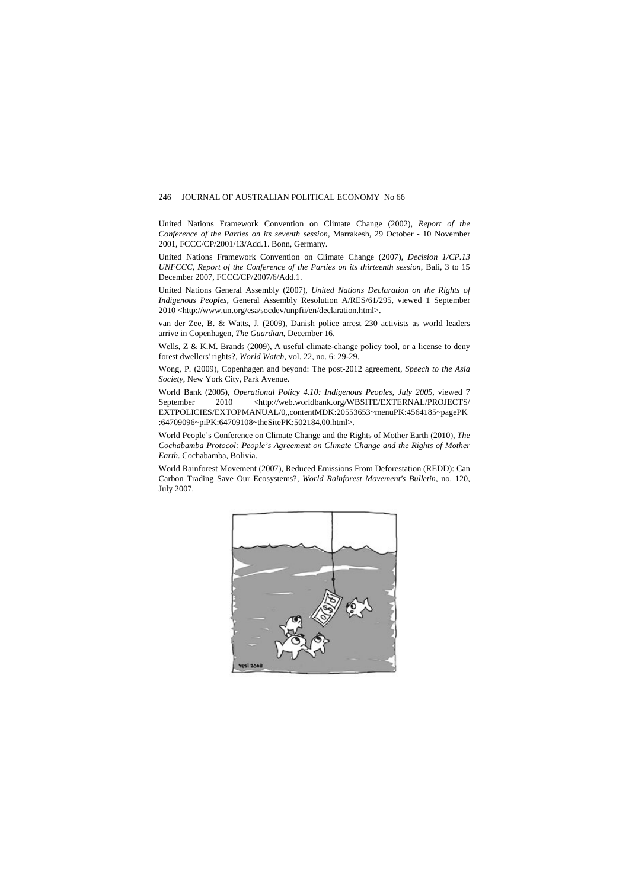United Nations Framework Convention on Climate Change (2002), *Report of the Conference of the Parties on its seventh session*, Marrakesh, 29 October - 10 November 2001, FCCC/CP/2001/13/Add.1. Bonn, Germany.

United Nations Framework Convention on Climate Change (2007), *Decision 1/CP.13 UNFCCC, Report of the Conference of the Parties on its thirteenth session*, Bali, 3 to 15 December 2007, FCCC/CP/2007/6/Add.1.

United Nations General Assembly (2007), *United Nations Declaration on the Rights of Indigenous Peoples*, General Assembly Resolution A/RES/61/295, viewed 1 September 2010 <http://www.un.org/esa/socdev/unpfii/en/declaration.html>.

van der Zee, B. & Watts, J. (2009), Danish police arrest 230 activists as world leaders arrive in Copenhagen, *The Guardian*, December 16.

Wells, Z & K.M. Brands (2009), A useful climate-change policy tool, or a license to deny forest dwellers' rights?, *World Watch*, vol. 22, no. 6: 29-29.

Wong, P. (2009), Copenhagen and beyond: The post-2012 agreement, *Speech to the Asia Society*, New York City, Park Avenue.

World Bank (2005), *Operational Policy 4.10: Indigenous Peoples, July 2005*, viewed 7 September 2010 <http://web.worldbank.org/WBSITE/EXTERNAL/PROJECTS/EXTPOLICIES/EXTOPMANUAL/0,,contentMDK:20553653~menuPK:4564185~pagePK:64709096~piPK:64709108~theSitePK:502184,00.html>.

World People's Conference on Climate Change and the Rights of Mother Earth (2010), *The Cochabamba Protocol: People's Agreement on Climate Change and the Rights of Mother Earth*. Cochabamba, Bolivia.

World Rainforest Movement (2007), Reduced Emissions From Deforestation (REDD): Can Carbon Trading Save Our Ecosystems?, *World Rainforest Movement's Bulletin*, no. 120, July 2007.